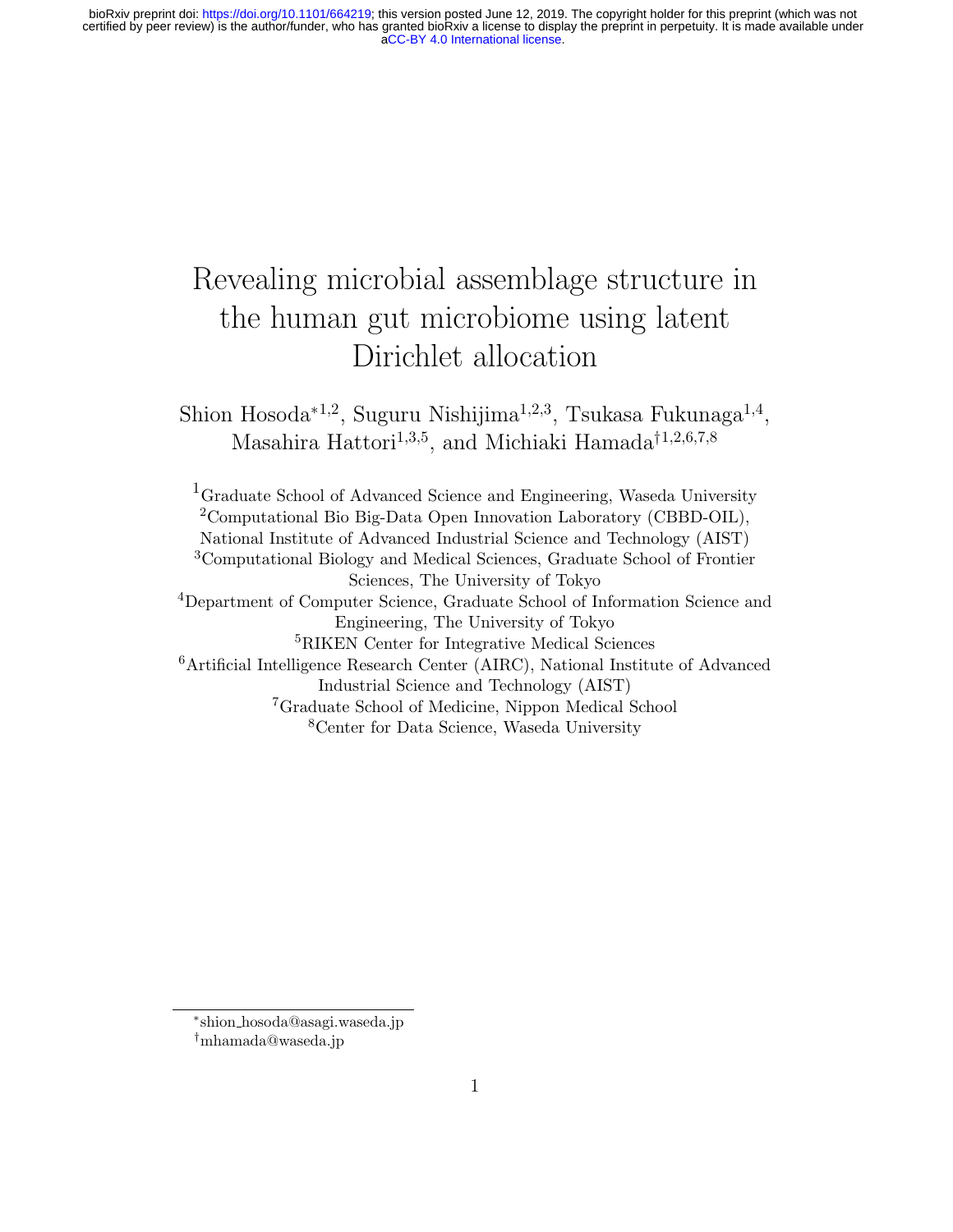# Revealing microbial assemblage structure in the human gut microbiome using latent Dirichlet allocation

Shion Hosoda[*1,2], Suguru Nishijima[1,2,3], Tsukasa Fukunaga[1,4], Masahira Hattori[1,3,5], and Michiaki Hamada[†1,2,6,7,8]

[1]Graduate School of Advanced Science and Engineering, Waseda University
[2]Computational Bio Big-Data Open Innovation Laboratory (CBBD-OIL), National Institute of Advanced Industrial Science and Technology (AIST)
[3]Computational Biology and Medical Sciences, Graduate School of Frontier Sciences, The University of Tokyo
[4]Department of Computer Science, Graduate School of Information Science and Engineering, The University of Tokyo
[5]RIKEN Center for Integrative Medical Sciences
[6]Artificial Intelligence Research Center (AIRC), National Institute of Advanced Industrial Science and Technology (AIST)
[7]Graduate School of Medicine, Nippon Medical School
[8]Center for Data Science, Waseda University

[*]shion_hosoda@asagi.waseda.jp
[†]mhamada@waseda.jp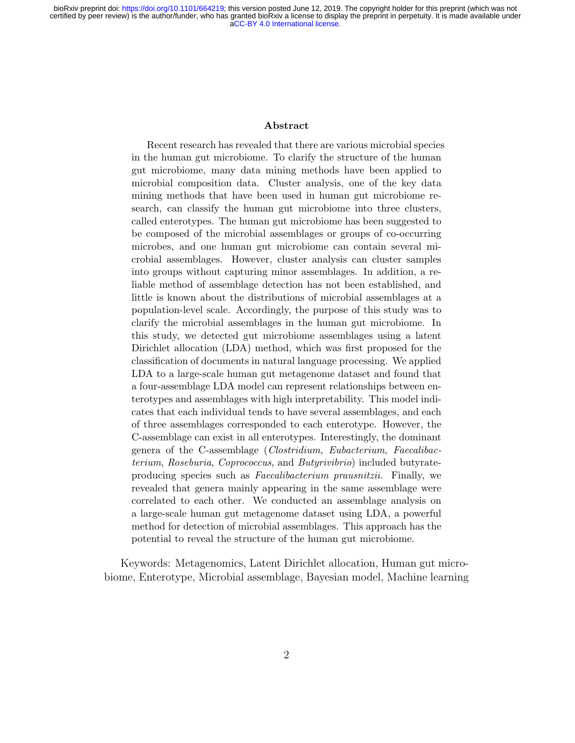## Abstract

Recent research has revealed that there are various microbial species in the human gut microbiome. To clarify the structure of the human gut microbiome, many data mining methods have been applied to microbial composition data. Cluster analysis, one of the key data mining methods that have been used in human gut microbiome research, can classify the human gut microbiome into three clusters, called enterotypes. The human gut microbiome has been suggested to be composed of the microbial assemblages or groups of co-occurring microbes, and one human gut microbiome can contain several microbial assemblages. However, cluster analysis can cluster samples into groups without capturing minor assemblages. In addition, a reliable method of assemblage detection has not been established, and little is known about the distributions of microbial assemblages at a population-level scale. Accordingly, the purpose of this study was to clarify the microbial assemblages in the human gut microbiome. In this study, we detected gut microbiome assemblages using a latent Dirichlet allocation (LDA) method, which was first proposed for the classification of documents in natural language processing. We applied LDA to a large-scale human gut metagenome dataset and found that a four-assemblage LDA model can represent relationships between enterotypes and assemblages with high interpretability. This model indicates that each individual tends to have several assemblages, and each of three assemblages corresponded to each enterotype. However, the C-assemblage can exist in all enterotypes. Interestingly, the dominant genera of the C-assemblage (*Clostridium*, *Eubacterium*, *Faecalibacterium*, *Roseburia*, *Coprococcus*, and *Butyrivibrio*) included butyrate-producing species such as *Faecalibacterium prausnitzii*. Finally, we revealed that genera mainly appearing in the same assemblage were correlated to each other. We conducted an assemblage analysis on a large-scale human gut metagenome dataset using LDA, a powerful method for detection of microbial assemblages. This approach has the potential to reveal the structure of the human gut microbiome.

Keywords: Metagenomics, Latent Dirichlet allocation, Human gut microbiome, Enterotype, Microbial assemblage, Bayesian model, Machine learning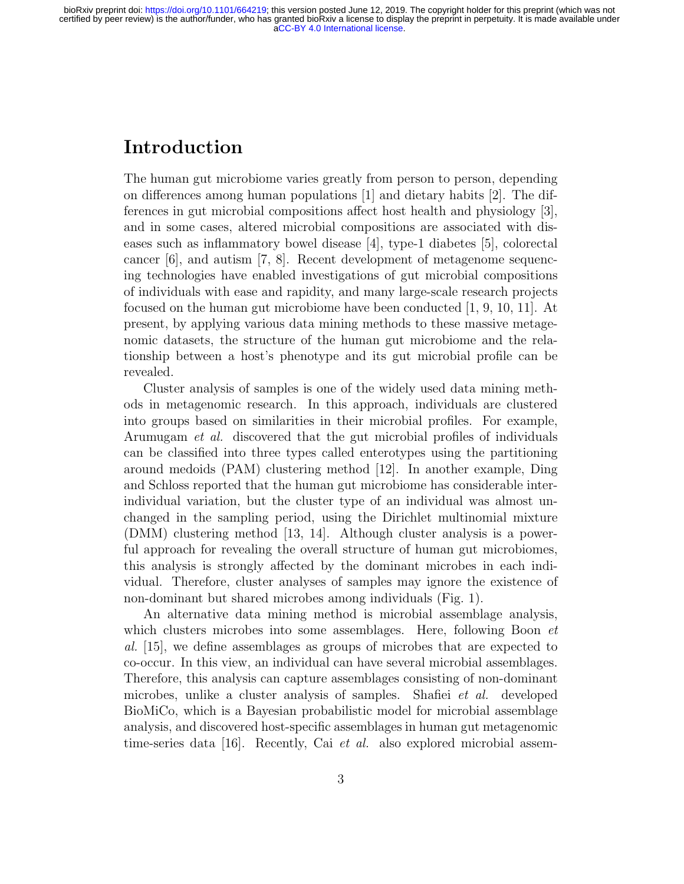# Introduction

The human gut microbiome varies greatly from person to person, depending on differences among human populations [1] and dietary habits [2]. The differences in gut microbial compositions affect host health and physiology [3], and in some cases, altered microbial compositions are associated with diseases such as inflammatory bowel disease [4], type-1 diabetes [5], colorectal cancer [6], and autism [7, 8]. Recent development of metagenome sequencing technologies have enabled investigations of gut microbial compositions of individuals with ease and rapidity, and many large-scale research projects focused on the human gut microbiome have been conducted [1, 9, 10, 11]. At present, by applying various data mining methods to these massive metagenomic datasets, the structure of the human gut microbiome and the relationship between a host's phenotype and its gut microbial profile can be revealed.

Cluster analysis of samples is one of the widely used data mining methods in metagenomic research. In this approach, individuals are clustered into groups based on similarities in their microbial profiles. For example, Arumugam *et al.* discovered that the gut microbial profiles of individuals can be classified into three types called enterotypes using the partitioning around medoids (PAM) clustering method [12]. In another example, Ding and Schloss reported that the human gut microbiome has considerable inter-individual variation, but the cluster type of an individual was almost unchanged in the sampling period, using the Dirichlet multinomial mixture (DMM) clustering method [13, 14]. Although cluster analysis is a powerful approach for revealing the overall structure of human gut microbiomes, this analysis is strongly affected by the dominant microbes in each individual. Therefore, cluster analyses of samples may ignore the existence of non-dominant but shared microbes among individuals (Fig. 1).

An alternative data mining method is microbial assemblage analysis, which clusters microbes into some assemblages. Here, following Boon *et al.* [15], we define assemblages as groups of microbes that are expected to co-occur. In this view, an individual can have several microbial assemblages. Therefore, this analysis can capture assemblages consisting of non-dominant microbes, unlike a cluster analysis of samples. Shafiei *et al.* developed BioMiCo, which is a Bayesian probabilistic model for microbial assemblage analysis, and discovered host-specific assemblages in human gut metagenomic time-series data [16]. Recently, Cai *et al.* also explored microbial assem-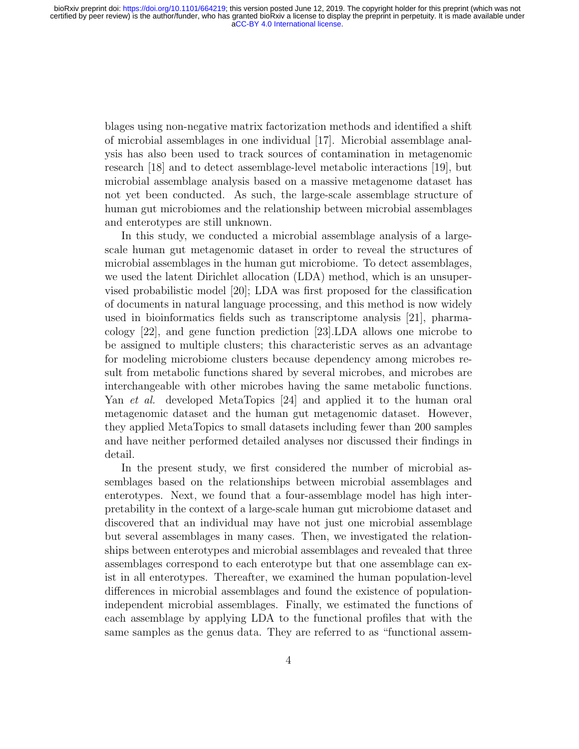blages using non-negative matrix factorization methods and identified a shift of microbial assemblages in one individual [17]. Microbial assemblage analysis has also been used to track sources of contamination in metagenomic research [18] and to detect assemblage-level metabolic interactions [19], but microbial assemblage analysis based on a massive metagenome dataset has not yet been conducted. As such, the large-scale assemblage structure of human gut microbiomes and the relationship between microbial assemblages and enterotypes are still unknown.

In this study, we conducted a microbial assemblage analysis of a large-scale human gut metagenomic dataset in order to reveal the structures of microbial assemblages in the human gut microbiome. To detect assemblages, we used the latent Dirichlet allocation (LDA) method, which is an unsupervised probabilistic model [20]; LDA was first proposed for the classification of documents in natural language processing, and this method is now widely used in bioinformatics fields such as transcriptome analysis [21], pharmacology [22], and gene function prediction [23].LDA allows one microbe to be assigned to multiple clusters; this characteristic serves as an advantage for modeling microbiome clusters because dependency among microbes result from metabolic functions shared by several microbes, and microbes are interchangeable with other microbes having the same metabolic functions. Yan *et al.* developed MetaTopics [24] and applied it to the human oral metagenomic dataset and the human gut metagenomic dataset. However, they applied MetaTopics to small datasets including fewer than 200 samples and have neither performed detailed analyses nor discussed their findings in detail.

In the present study, we first considered the number of microbial assemblages based on the relationships between microbial assemblages and enterotypes. Next, we found that a four-assemblage model has high interpretability in the context of a large-scale human gut microbiome dataset and discovered that an individual may have not just one microbial assemblage but several assemblages in many cases. Then, we investigated the relationships between enterotypes and microbial assemblages and revealed that three assemblages correspond to each enterotype but that one assemblage can exist in all enterotypes. Thereafter, we examined the human population-level differences in microbial assemblages and found the existence of population-independent microbial assemblages. Finally, we estimated the functions of each assemblage by applying LDA to the functional profiles that with the same samples as the genus data. They are referred to as "functional assem-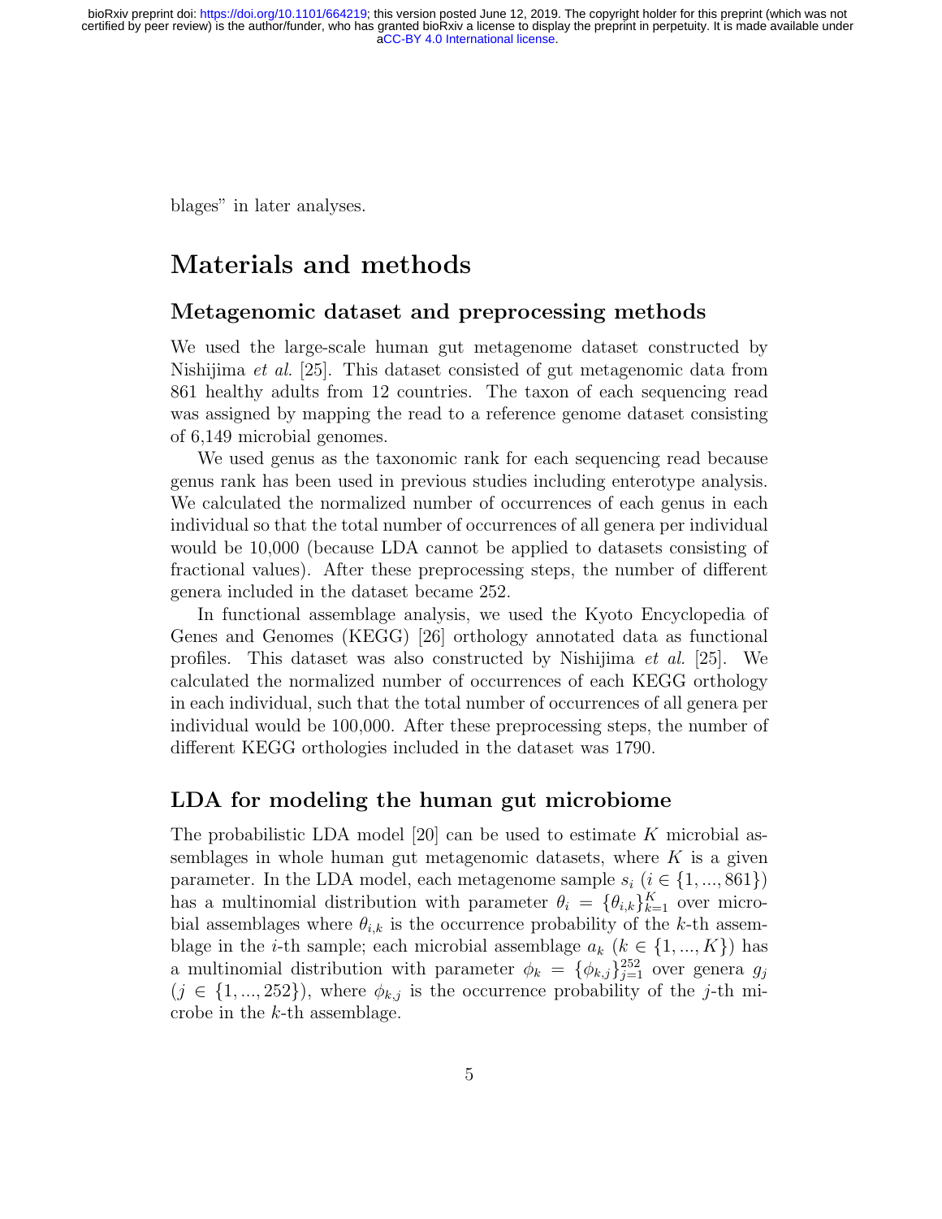blages" in later analyses.

# Materials and methods

## Metagenomic dataset and preprocessing methods

We used the large-scale human gut metagenome dataset constructed by Nishijima *et al.* [25]. This dataset consisted of gut metagenomic data from 861 healthy adults from 12 countries. The taxon of each sequencing read was assigned by mapping the read to a reference genome dataset consisting of 6,149 microbial genomes.

We used genus as the taxonomic rank for each sequencing read because genus rank has been used in previous studies including enterotype analysis. We calculated the normalized number of occurrences of each genus in each individual so that the total number of occurrences of all genera per individual would be 10,000 (because LDA cannot be applied to datasets consisting of fractional values). After these preprocessing steps, the number of different genera included in the dataset became 252.

In functional assemblage analysis, we used the Kyoto Encyclopedia of Genes and Genomes (KEGG) [26] orthology annotated data as functional profiles. This dataset was also constructed by Nishijima *et al.* [25]. We calculated the normalized number of occurrences of each KEGG orthology in each individual, such that the total number of occurrences of all genera per individual would be 100,000. After these preprocessing steps, the number of different KEGG orthologies included in the dataset was 1790.

## LDA for modeling the human gut microbiome

The probabilistic LDA model [20] can be used to estimate $K$ microbial assemblages in whole human gut metagenomic datasets, where $K$ is a given parameter. In the LDA model, each metagenome sample $s_i$ ($i \in \{1, ..., 861\}$) has a multinomial distribution with parameter $\theta_i = \{\theta_{i,k}\}_{k=1}^{K}$ over microbial assemblages where $\theta_{i,k}$ is the occurrence probability of the $k$-th assemblage in the $i$-th sample; each microbial assemblage $a_k$ ($k \in \{1, ..., K\}$) has a multinomial distribution with parameter $\phi_k = \{\phi_{k,j}\}_{j=1}^{252}$ over genera $g_j$ ($j \in \{1, ..., 252\}$), where $\phi_{k,j}$ is the occurrence probability of the $j$-th microbe in the $k$-th assemblage.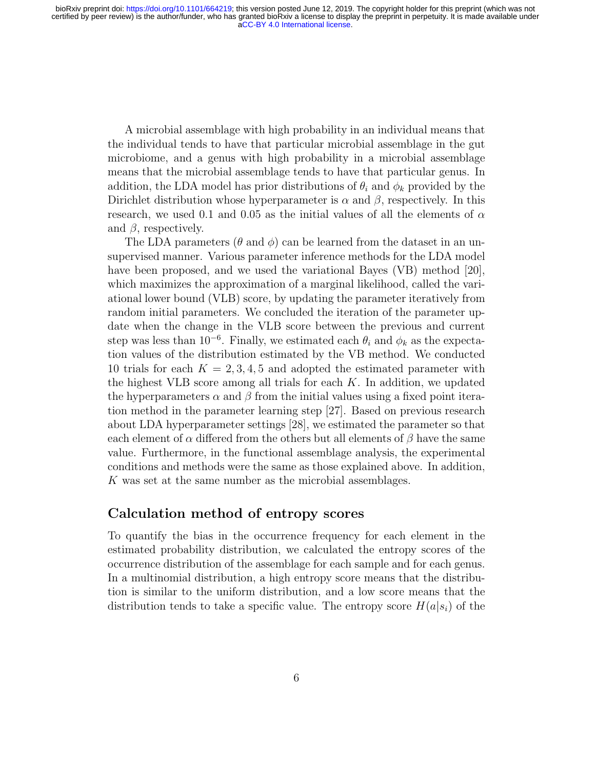A microbial assemblage with high probability in an individual means that the individual tends to have that particular microbial assemblage in the gut microbiome, and a genus with high probability in a microbial assemblage means that the microbial assemblage tends to have that particular genus. In addition, the LDA model has prior distributions of $\theta_i$ and $\phi_k$ provided by the Dirichlet distribution whose hyperparameter is $\alpha$ and $\beta$, respectively. In this research, we used 0.1 and 0.05 as the initial values of all the elements of $\alpha$ and $\beta$, respectively.

The LDA parameters ($\theta$ and $\phi$) can be learned from the dataset in an unsupervised manner. Various parameter inference methods for the LDA model have been proposed, and we used the variational Bayes (VB) method [20], which maximizes the approximation of a marginal likelihood, called the variational lower bound (VLB) score, by updating the parameter iteratively from random initial parameters. We concluded the iteration of the parameter update when the change in the VLB score between the previous and current step was less than $10^{-6}$. Finally, we estimated each $\theta_i$ and $\phi_k$ as the expectation values of the distribution estimated by the VB method. We conducted 10 trials for each $K = 2, 3, 4, 5$ and adopted the estimated parameter with the highest VLB score among all trials for each $K$. In addition, we updated the hyperparameters $\alpha$ and $\beta$ from the initial values using a fixed point iteration method in the parameter learning step [27]. Based on previous research about LDA hyperparameter settings [28], we estimated the parameter so that each element of $\alpha$ differed from the others but all elements of $\beta$ have the same value. Furthermore, in the functional assemblage analysis, the experimental conditions and methods were the same as those explained above. In addition, $K$ was set at the same number as the microbial assemblages.

## Calculation method of entropy scores

To quantify the bias in the occurrence frequency for each element in the estimated probability distribution, we calculated the entropy scores of the occurrence distribution of the assemblage for each sample and for each genus. In a multinomial distribution, a high entropy score means that the distribution is similar to the uniform distribution, and a low score means that the distribution tends to take a specific value. The entropy score $H(a|s_i)$ of the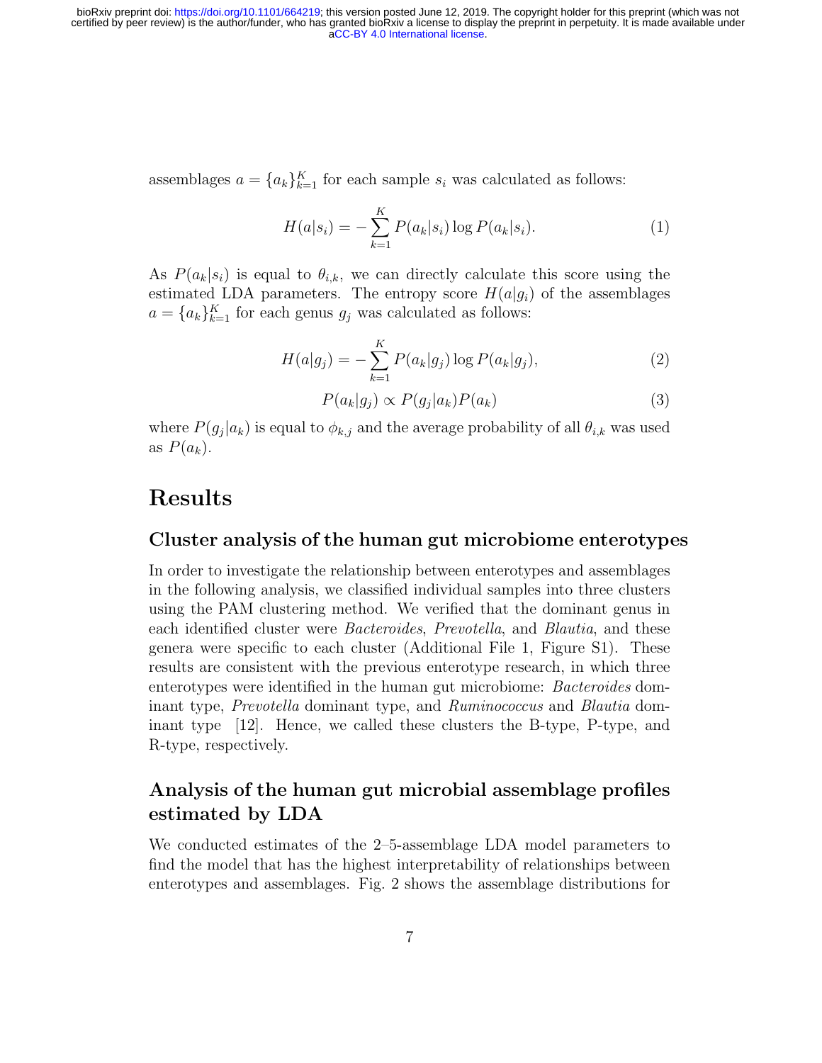assemblages $a = \{a_k\}_{k=1}^{K}$ for each sample $s_i$ was calculated as follows:

$$H(a|s_i) = -\sum_{k=1}^{K} P(a_k|s_i) \log P(a_k|s_i). \tag{1}$$

As $P(a_k|s_i)$ is equal to $\theta_{i,k}$, we can directly calculate this score using the estimated LDA parameters. The entropy score $H(a|g_i)$ of the assemblages $a = \{a_k\}_{k=1}^{K}$ for each genus $g_j$ was calculated as follows:

$$H(a|g_j) = -\sum_{k=1}^{K} P(a_k|g_j) \log P(a_k|g_j), \tag{2}$$

$$P(a_k|g_j) \propto P(g_j|a_k)P(a_k) \tag{3}$$

where $P(g_j|a_k)$ is equal to $\phi_{k,j}$ and the average probability of all $\theta_{i,k}$ was used as $P(a_k)$.

# Results

## Cluster analysis of the human gut microbiome enterotypes

In order to investigate the relationship between enterotypes and assemblages in the following analysis, we classified individual samples into three clusters using the PAM clustering method. We verified that the dominant genus in each identified cluster were *Bacteroides*, *Prevotella*, and *Blautia*, and these genera were specific to each cluster (Additional File 1, Figure S1). These results are consistent with the previous enterotype research, in which three enterotypes were identified in the human gut microbiome: *Bacteroides* dominant type, *Prevotella* dominant type, and *Ruminococcus* and *Blautia* dominant type [12]. Hence, we called these clusters the B-type, P-type, and R-type, respectively.

## Analysis of the human gut microbial assemblage profiles estimated by LDA

We conducted estimates of the 2–5-assemblage LDA model parameters to find the model that has the highest interpretability of relationships between enterotypes and assemblages. Fig. 2 shows the assemblage distributions for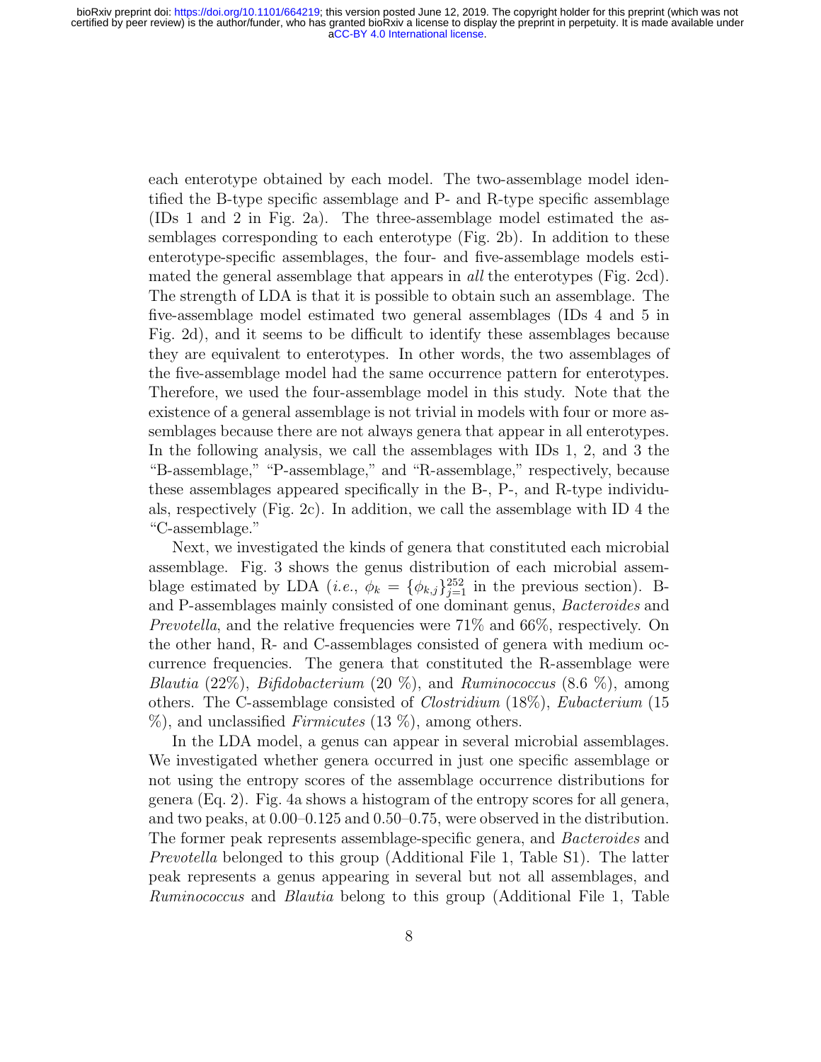each enterotype obtained by each model. The two-assemblage model identified the B-type specific assemblage and P- and R-type specific assemblage (IDs 1 and 2 in Fig. 2a). The three-assemblage model estimated the assemblages corresponding to each enterotype (Fig. 2b). In addition to these enterotype-specific assemblages, the four- and five-assemblage models estimated the general assemblage that appears in *all* the enterotypes (Fig. 2cd). The strength of LDA is that it is possible to obtain such an assemblage. The five-assemblage model estimated two general assemblages (IDs 4 and 5 in Fig. 2d), and it seems to be difficult to identify these assemblages because they are equivalent to enterotypes. In other words, the two assemblages of the five-assemblage model had the same occurrence pattern for enterotypes. Therefore, we used the four-assemblage model in this study. Note that the existence of a general assemblage is not trivial in models with four or more assemblages because there are not always genera that appear in all enterotypes. In the following analysis, we call the assemblages with IDs 1, 2, and 3 the "B-assemblage," "P-assemblage," and "R-assemblage," respectively, because these assemblages appeared specifically in the B-, P-, and R-type individuals, respectively (Fig. 2c). In addition, we call the assemblage with ID 4 the "C-assemblage."

Next, we investigated the kinds of genera that constituted each microbial assemblage. Fig. 3 shows the genus distribution of each microbial assemblage estimated by LDA (*i.e.*, $\phi_k = \{\phi_{k,j}\}_{j=1}^{252}$ in the previous section). B- and P-assemblages mainly consisted of one dominant genus, *Bacteroides* and *Prevotella*, and the relative frequencies were 71% and 66%, respectively. On the other hand, R- and C-assemblages consisted of genera with medium occurrence frequencies. The genera that constituted the R-assemblage were *Blautia* (22%), *Bifidobacterium* (20 %), and *Ruminococcus* (8.6 %), among others. The C-assemblage consisted of *Clostridium* (18%), *Eubacterium* (15 %), and unclassified *Firmicutes* (13 %), among others.

In the LDA model, a genus can appear in several microbial assemblages. We investigated whether genera occurred in just one specific assemblage or not using the entropy scores of the assemblage occurrence distributions for genera (Eq. 2). Fig. 4a shows a histogram of the entropy scores for all genera, and two peaks, at 0.00–0.125 and 0.50–0.75, were observed in the distribution. The former peak represents assemblage-specific genera, and *Bacteroides* and *Prevotella* belonged to this group (Additional File 1, Table S1). The latter peak represents a genus appearing in several but not all assemblages, and *Ruminococcus* and *Blautia* belong to this group (Additional File 1, Table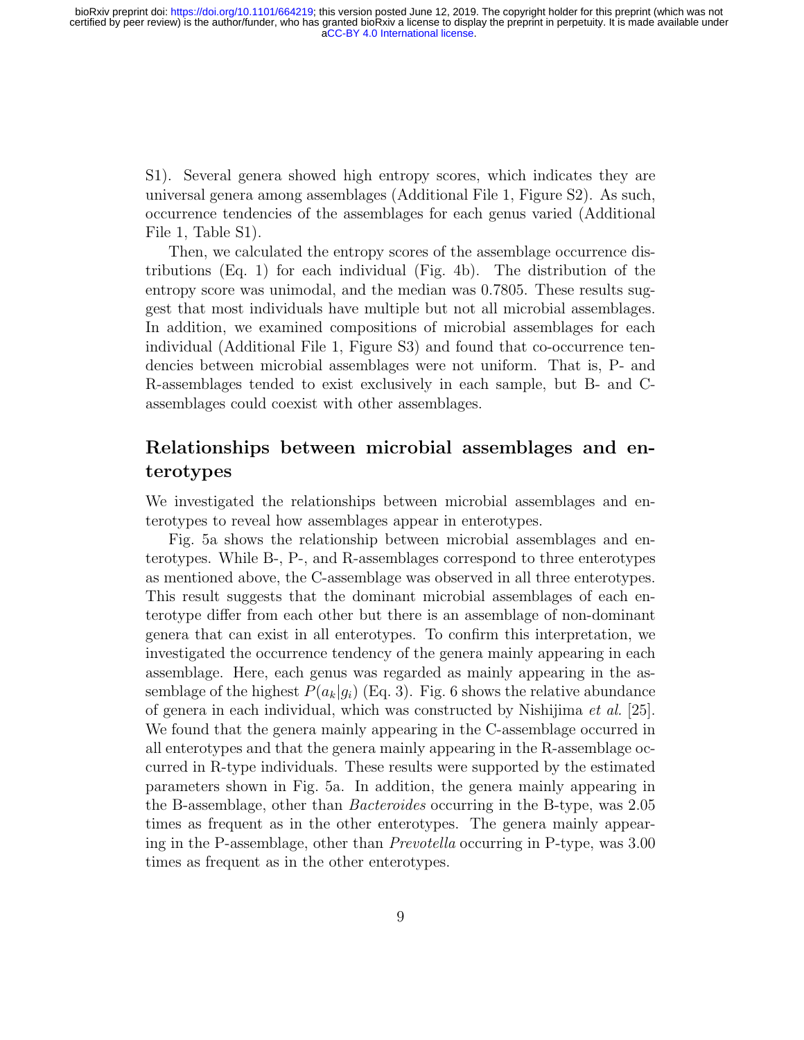S1). Several genera showed high entropy scores, which indicates they are universal genera among assemblages (Additional File 1, Figure S2). As such, occurrence tendencies of the assemblages for each genus varied (Additional File 1, Table S1).

Then, we calculated the entropy scores of the assemblage occurrence distributions (Eq. 1) for each individual (Fig. 4b). The distribution of the entropy score was unimodal, and the median was 0.7805. These results suggest that most individuals have multiple but not all microbial assemblages. In addition, we examined compositions of microbial assemblages for each individual (Additional File 1, Figure S3) and found that co-occurrence tendencies between microbial assemblages were not uniform. That is, P- and R-assemblages tended to exist exclusively in each sample, but B- and C-assemblages could coexist with other assemblages.

## Relationships between microbial assemblages and enterotypes

We investigated the relationships between microbial assemblages and enterotypes to reveal how assemblages appear in enterotypes.

Fig. 5a shows the relationship between microbial assemblages and enterotypes. While B-, P-, and R-assemblages correspond to three enterotypes as mentioned above, the C-assemblage was observed in all three enterotypes. This result suggests that the dominant microbial assemblages of each enterotype differ from each other but there is an assemblage of non-dominant genera that can exist in all enterotypes. To confirm this interpretation, we investigated the occurrence tendency of the genera mainly appearing in each assemblage. Here, each genus was regarded as mainly appearing in the assemblage of the highest $P(a_k|g_i)$ (Eq. 3). Fig. 6 shows the relative abundance of genera in each individual, which was constructed by Nishijima *et al.* [25]. We found that the genera mainly appearing in the C-assemblage occurred in all enterotypes and that the genera mainly appearing in the R-assemblage occurred in R-type individuals. These results were supported by the estimated parameters shown in Fig. 5a. In addition, the genera mainly appearing in the B-assemblage, other than *Bacteroides* occurring in the B-type, was 2.05 times as frequent as in the other enterotypes. The genera mainly appearing in the P-assemblage, other than *Prevotella* occurring in P-type, was 3.00 times as frequent as in the other enterotypes.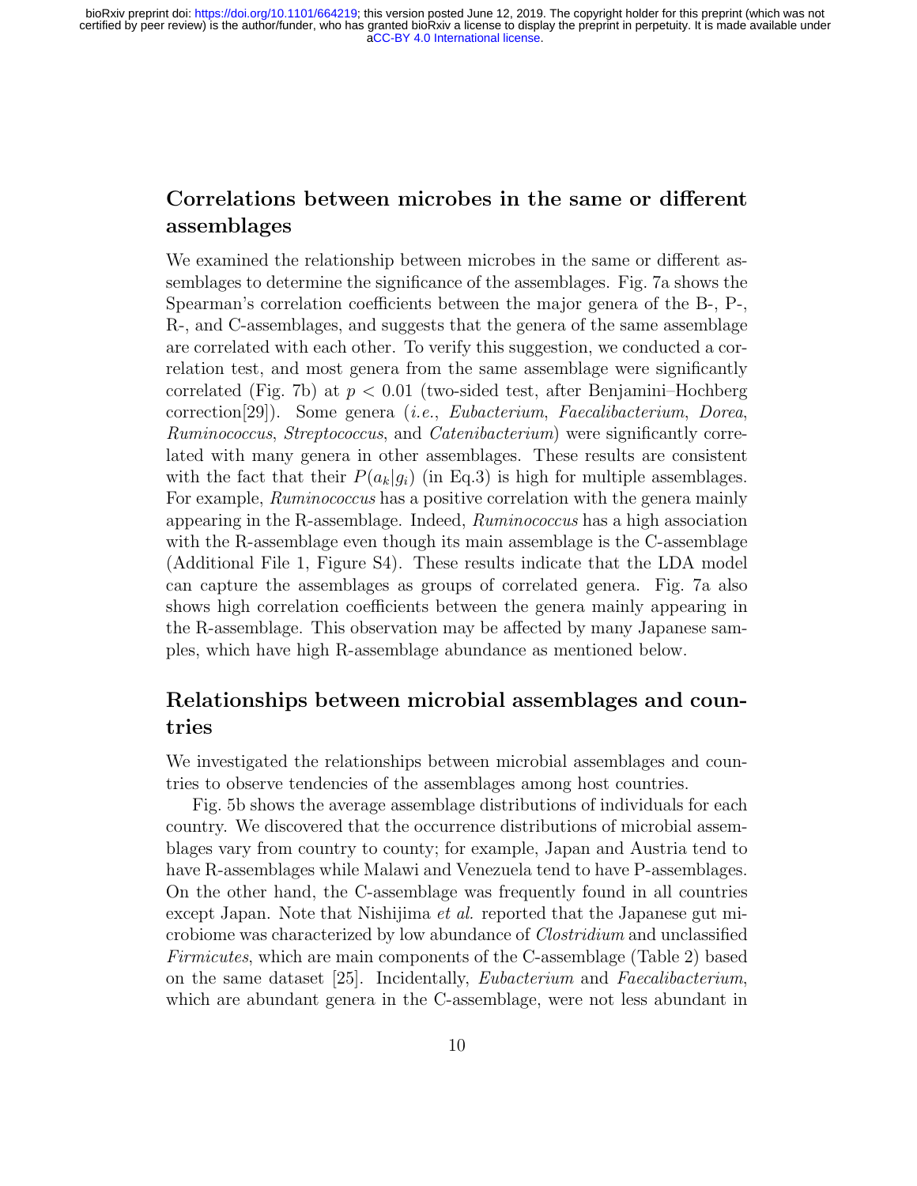## Correlations between microbes in the same or different assemblages

We examined the relationship between microbes in the same or different assemblages to determine the significance of the assemblages. Fig. 7a shows the Spearman's correlation coefficients between the major genera of the B-, P-, R-, and C-assemblages, and suggests that the genera of the same assemblage are correlated with each other. To verify this suggestion, we conducted a correlation test, and most genera from the same assemblage were significantly correlated (Fig. 7b) at $p < 0.01$ (two-sided test, after Benjamini–Hochberg correction[29]). Some genera (*i.e.*, *Eubacterium*, *Faecalibacterium*, *Dorea*, *Ruminococcus*, *Streptococcus*, and *Catenibacterium*) were significantly correlated with many genera in other assemblages. These results are consistent with the fact that their $P(a_k|g_i)$ (in Eq.3) is high for multiple assemblages. For example, *Ruminococcus* has a positive correlation with the genera mainly appearing in the R-assemblage. Indeed, *Ruminococcus* has a high association with the R-assemblage even though its main assemblage is the C-assemblage (Additional File 1, Figure S4). These results indicate that the LDA model can capture the assemblages as groups of correlated genera. Fig. 7a also shows high correlation coefficients between the genera mainly appearing in the R-assemblage. This observation may be affected by many Japanese samples, which have high R-assemblage abundance as mentioned below.

## Relationships between microbial assemblages and countries

We investigated the relationships between microbial assemblages and countries to observe tendencies of the assemblages among host countries.

Fig. 5b shows the average assemblage distributions of individuals for each country. We discovered that the occurrence distributions of microbial assemblages vary from country to county; for example, Japan and Austria tend to have R-assemblages while Malawi and Venezuela tend to have P-assemblages. On the other hand, the C-assemblage was frequently found in all countries except Japan. Note that Nishijima *et al.* reported that the Japanese gut microbiome was characterized by low abundance of *Clostridium* and unclassified *Firmicutes*, which are main components of the C-assemblage (Table 2) based on the same dataset [25]. Incidentally, *Eubacterium* and *Faecalibacterium*, which are abundant genera in the C-assemblage, were not less abundant in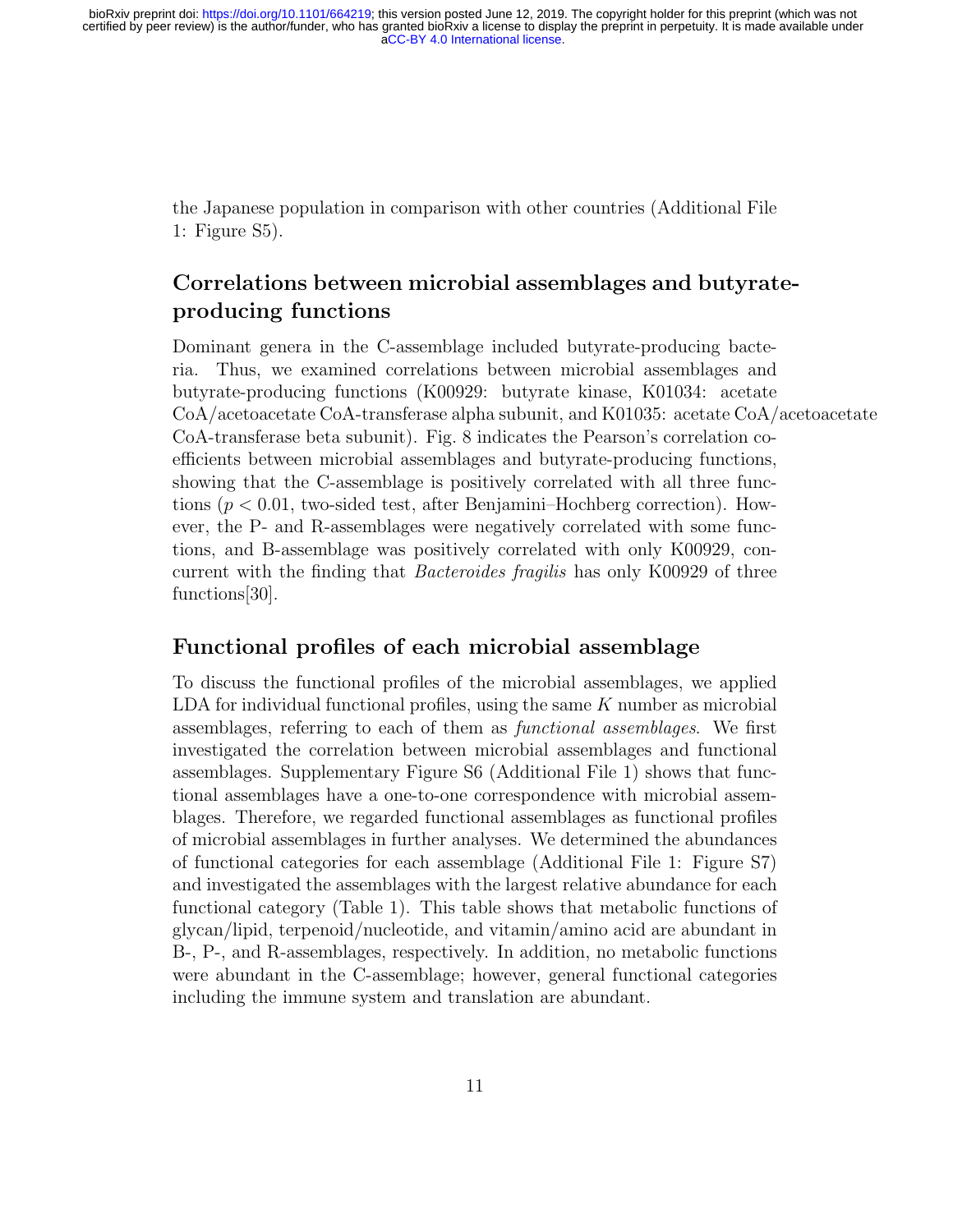the Japanese population in comparison with other countries (Additional File 1: Figure S5).

## Correlations between microbial assemblages and butyrate-producing functions

Dominant genera in the C-assemblage included butyrate-producing bacteria. Thus, we examined correlations between microbial assemblages and butyrate-producing functions (K00929: butyrate kinase, K01034: acetate CoA/acetoacetate CoA-transferase alpha subunit, and K01035: acetate CoA/acetoacetate CoA-transferase beta subunit). Fig. 8 indicates the Pearson's correlation coefficients between microbial assemblages and butyrate-producing functions, showing that the C-assemblage is positively correlated with all three functions ($p < 0.01$, two-sided test, after Benjamini–Hochberg correction). However, the P- and R-assemblages were negatively correlated with some functions, and B-assemblage was positively correlated with only K00929, concurrent with the finding that *Bacteroides fragilis* has only K00929 of three functions[30].

## Functional profiles of each microbial assemblage

To discuss the functional profiles of the microbial assemblages, we applied LDA for individual functional profiles, using the same $K$ number as microbial assemblages, referring to each of them as *functional assemblages*. We first investigated the correlation between microbial assemblages and functional assemblages. Supplementary Figure S6 (Additional File 1) shows that functional assemblages have a one-to-one correspondence with microbial assemblages. Therefore, we regarded functional assemblages as functional profiles of microbial assemblages in further analyses. We determined the abundances of functional categories for each assemblage (Additional File 1: Figure S7) and investigated the assemblages with the largest relative abundance for each functional category (Table 1). This table shows that metabolic functions of glycan/lipid, terpenoid/nucleotide, and vitamin/amino acid are abundant in B-, P-, and R-assemblages, respectively. In addition, no metabolic functions were abundant in the C-assemblage; however, general functional categories including the immune system and translation are abundant.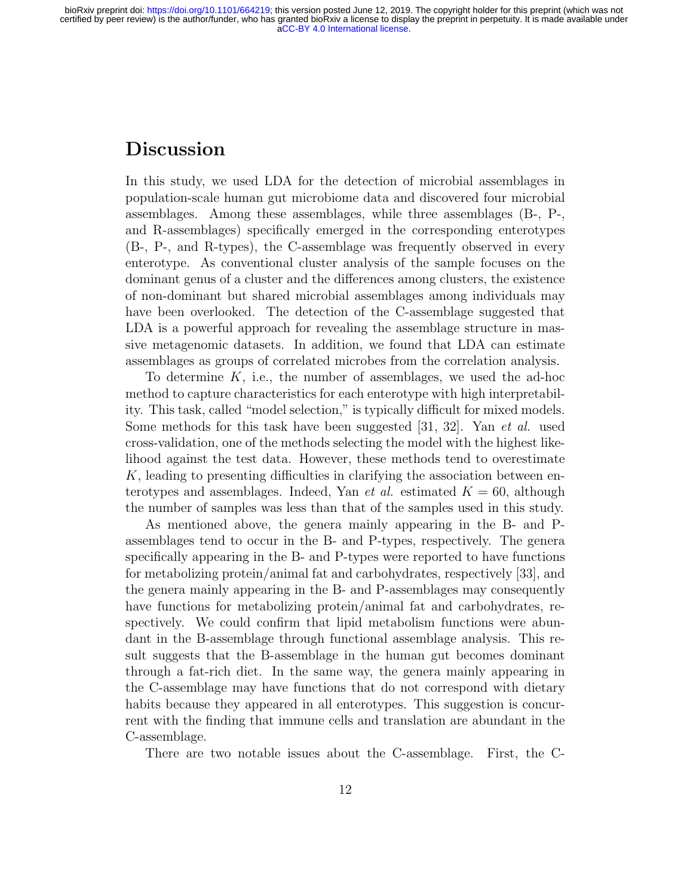# Discussion

In this study, we used LDA for the detection of microbial assemblages in population-scale human gut microbiome data and discovered four microbial assemblages. Among these assemblages, while three assemblages (B-, P-, and R-assemblages) specifically emerged in the corresponding enterotypes (B-, P-, and R-types), the C-assemblage was frequently observed in every enterotype. As conventional cluster analysis of the sample focuses on the dominant genus of a cluster and the differences among clusters, the existence of non-dominant but shared microbial assemblages among individuals may have been overlooked. The detection of the C-assemblage suggested that LDA is a powerful approach for revealing the assemblage structure in massive metagenomic datasets. In addition, we found that LDA can estimate assemblages as groups of correlated microbes from the correlation analysis.

To determine $K$, i.e., the number of assemblages, we used the ad-hoc method to capture characteristics for each enterotype with high interpretability. This task, called "model selection," is typically difficult for mixed models. Some methods for this task have been suggested [31, 32]. Yan *et al.* used cross-validation, one of the methods selecting the model with the highest likelihood against the test data. However, these methods tend to overestimate $K$, leading to presenting difficulties in clarifying the association between enterotypes and assemblages. Indeed, Yan *et al.* estimated $K = 60$, although the number of samples was less than that of the samples used in this study.

As mentioned above, the genera mainly appearing in the B- and P-assemblages tend to occur in the B- and P-types, respectively. The genera specifically appearing in the B- and P-types were reported to have functions for metabolizing protein/animal fat and carbohydrates, respectively [33], and the genera mainly appearing in the B- and P-assemblages may consequently have functions for metabolizing protein/animal fat and carbohydrates, respectively. We could confirm that lipid metabolism functions were abundant in the B-assemblage through functional assemblage analysis. This result suggests that the B-assemblage in the human gut becomes dominant through a fat-rich diet. In the same way, the genera mainly appearing in the C-assemblage may have functions that do not correspond with dietary habits because they appeared in all enterotypes. This suggestion is concurrent with the finding that immune cells and translation are abundant in the C-assemblage.

There are two notable issues about the C-assemblage. First, the C-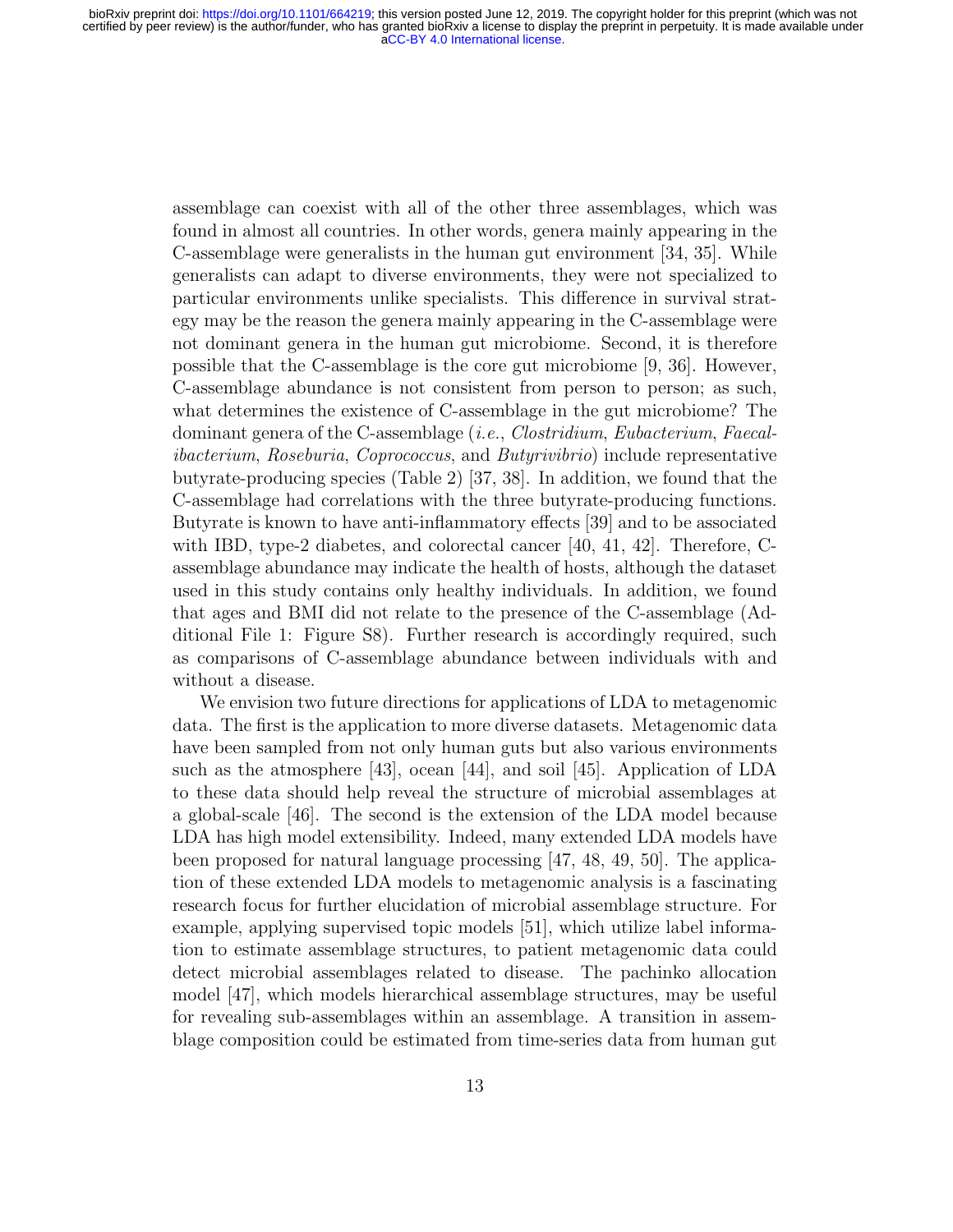assemblage can coexist with all of the other three assemblages, which was found in almost all countries. In other words, genera mainly appearing in the C-assemblage were generalists in the human gut environment [34, 35]. While generalists can adapt to diverse environments, they were not specialized to particular environments unlike specialists. This difference in survival strategy may be the reason the genera mainly appearing in the C-assemblage were not dominant genera in the human gut microbiome. Second, it is therefore possible that the C-assemblage is the core gut microbiome [9, 36]. However, C-assemblage abundance is not consistent from person to person; as such, what determines the existence of C-assemblage in the gut microbiome? The dominant genera of the C-assemblage (*i.e.*, *Clostridium*, *Eubacterium*, *Faecalibacterium*, *Roseburia*, *Coprococcus*, and *Butyrivibrio*) include representative butyrate-producing species (Table 2) [37, 38]. In addition, we found that the C-assemblage had correlations with the three butyrate-producing functions. Butyrate is known to have anti-inflammatory effects [39] and to be associated with IBD, type-2 diabetes, and colorectal cancer [40, 41, 42]. Therefore, C-assemblage abundance may indicate the health of hosts, although the dataset used in this study contains only healthy individuals. In addition, we found that ages and BMI did not relate to the presence of the C-assemblage (Additional File 1: Figure S8). Further research is accordingly required, such as comparisons of C-assemblage abundance between individuals with and without a disease.

We envision two future directions for applications of LDA to metagenomic data. The first is the application to more diverse datasets. Metagenomic data have been sampled from not only human guts but also various environments such as the atmosphere [43], ocean [44], and soil [45]. Application of LDA to these data should help reveal the structure of microbial assemblages at a global-scale [46]. The second is the extension of the LDA model because LDA has high model extensibility. Indeed, many extended LDA models have been proposed for natural language processing [47, 48, 49, 50]. The application of these extended LDA models to metagenomic analysis is a fascinating research focus for further elucidation of microbial assemblage structure. For example, applying supervised topic models [51], which utilize label information to estimate assemblage structures, to patient metagenomic data could detect microbial assemblages related to disease. The pachinko allocation model [47], which models hierarchical assemblage structures, may be useful for revealing sub-assemblages within an assemblage. A transition in assemblage composition could be estimated from time-series data from human gut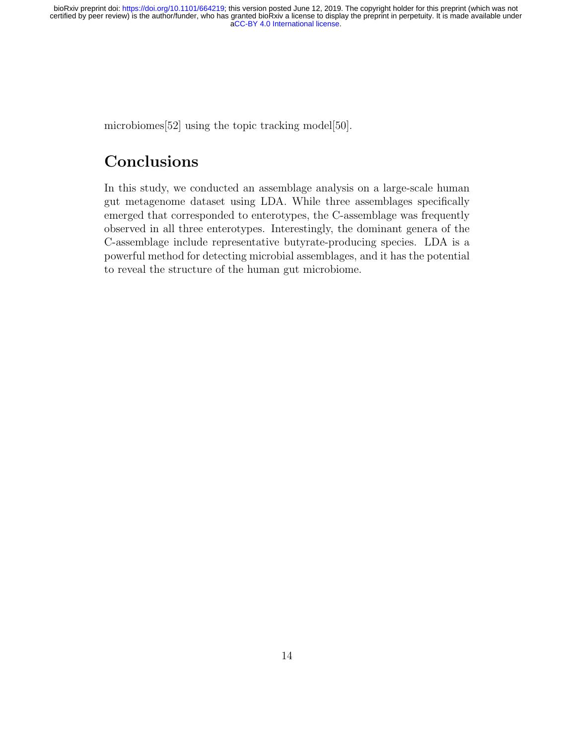microbiomes[52] using the topic tracking model[50].

## Conclusions

In this study, we conducted an assemblage analysis on a large-scale human gut metagenome dataset using LDA. While three assemblages specifically emerged that corresponded to enterotypes, the C-assemblage was frequently observed in all three enterotypes. Interestingly, the dominant genera of the C-assemblage include representative butyrate-producing species. LDA is a powerful method for detecting microbial assemblages, and it has the potential to reveal the structure of the human gut microbiome.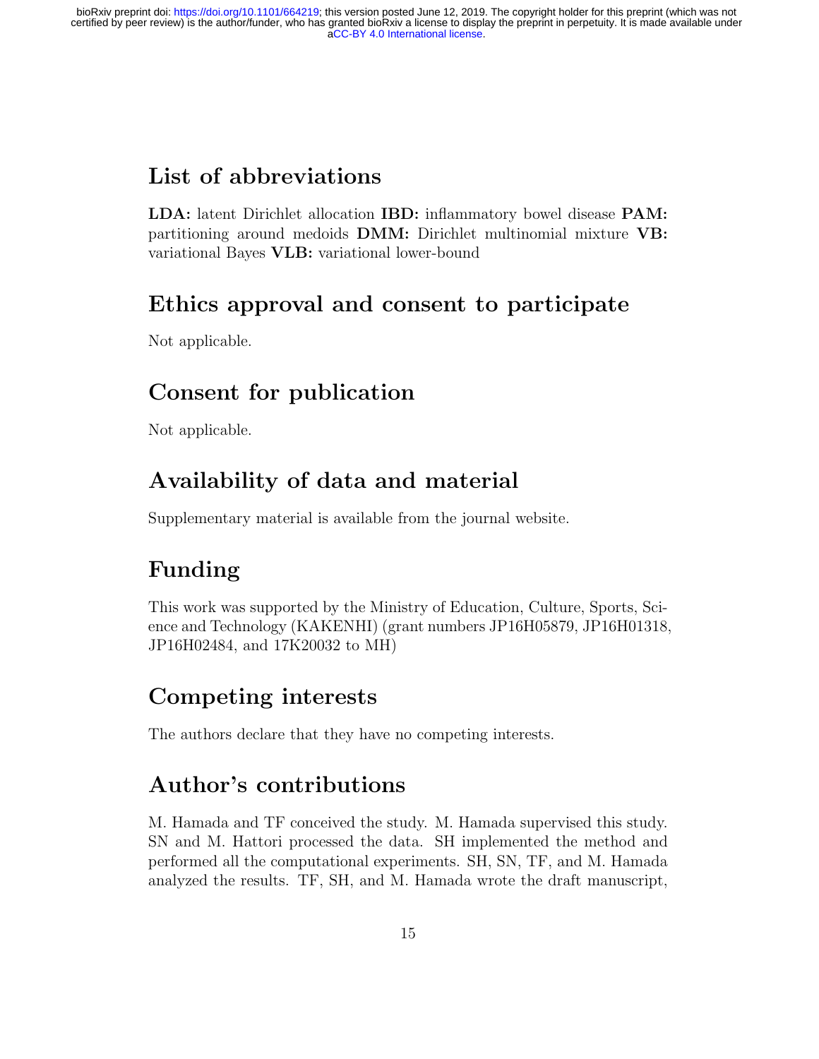# List of abbreviations

**LDA:** latent Dirichlet allocation **IBD:** inflammatory bowel disease **PAM:** partitioning around medoids **DMM:** Dirichlet multinomial mixture **VB:** variational Bayes **VLB:** variational lower-bound

# Ethics approval and consent to participate

Not applicable.

# Consent for publication

Not applicable.

# Availability of data and material

Supplementary material is available from the journal website.

# Funding

This work was supported by the Ministry of Education, Culture, Sports, Science and Technology (KAKENHI) (grant numbers JP16H05879, JP16H01318, JP16H02484, and 17K20032 to MH)

# Competing interests

The authors declare that they have no competing interests.

# Author's contributions

M. Hamada and TF conceived the study. M. Hamada supervised this study. SN and M. Hattori processed the data. SH implemented the method and performed all the computational experiments. SH, SN, TF, and M. Hamada analyzed the results. TF, SH, and M. Hamada wrote the draft manuscript,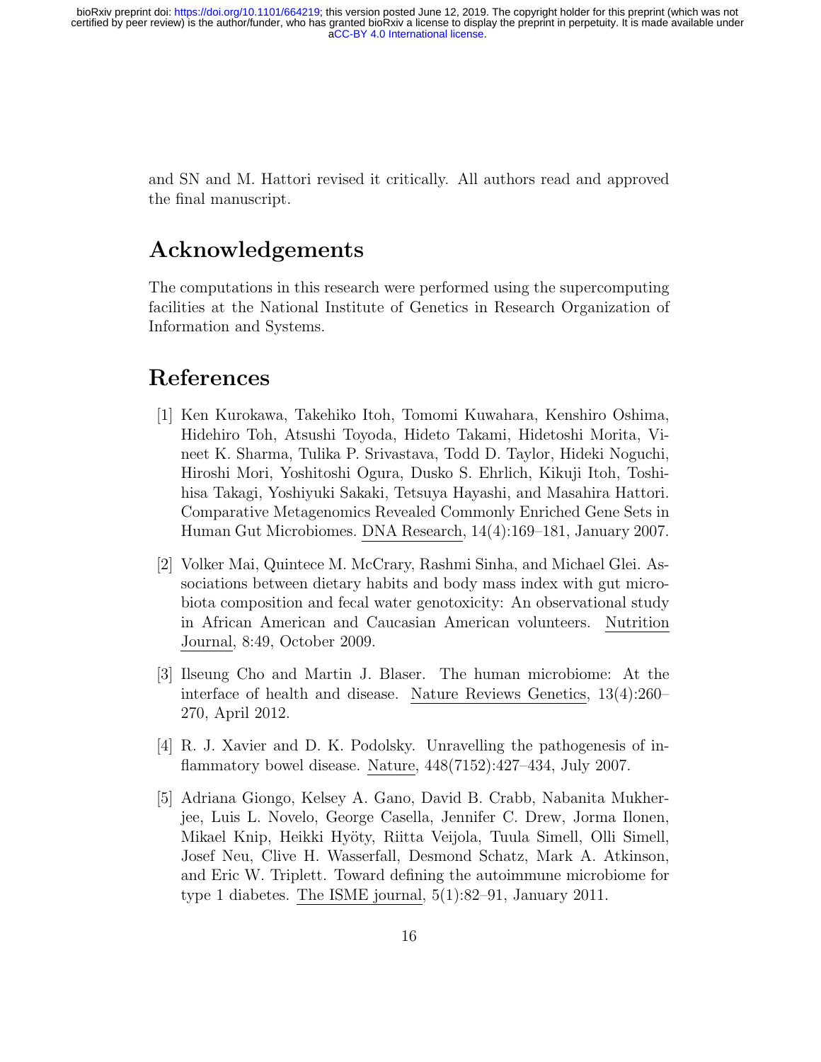and SN and M. Hattori revised it critically. All authors read and approved the final manuscript.

# Acknowledgements

The computations in this research were performed using the supercomputing facilities at the National Institute of Genetics in Research Organization of Information and Systems.

# References

[1] Ken Kurokawa, Takehiko Itoh, Tomomi Kuwahara, Kenshiro Oshima, Hidehiro Toh, Atsushi Toyoda, Hideto Takami, Hidetoshi Morita, Vineet K. Sharma, Tulika P. Srivastava, Todd D. Taylor, Hideki Noguchi, Hiroshi Mori, Yoshitoshi Ogura, Dusko S. Ehrlich, Kikuji Itoh, Toshihisa Takagi, Yoshiyuki Sakaki, Tetsuya Hayashi, and Masahira Hattori. Comparative Metagenomics Revealed Commonly Enriched Gene Sets in Human Gut Microbiomes. DNA Research, 14(4):169–181, January 2007.

[2] Volker Mai, Quintece M. McCrary, Rashmi Sinha, and Michael Glei. Associations between dietary habits and body mass index with gut microbiota composition and fecal water genotoxicity: An observational study in African American and Caucasian American volunteers. Nutrition Journal, 8:49, October 2009.

[3] Ilseung Cho and Martin J. Blaser. The human microbiome: At the interface of health and disease. Nature Reviews Genetics, 13(4):260–270, April 2012.

[4] R. J. Xavier and D. K. Podolsky. Unravelling the pathogenesis of inflammatory bowel disease. Nature, 448(7152):427–434, July 2007.

[5] Adriana Giongo, Kelsey A. Gano, David B. Crabb, Nabanita Mukherjee, Luis L. Novelo, George Casella, Jennifer C. Drew, Jorma Ilonen, Mikael Knip, Heikki Hyöty, Riitta Veijola, Tuula Simell, Olli Simell, Josef Neu, Clive H. Wasserfall, Desmond Schatz, Mark A. Atkinson, and Eric W. Triplett. Toward defining the autoimmune microbiome for type 1 diabetes. The ISME journal, 5(1):82–91, January 2011.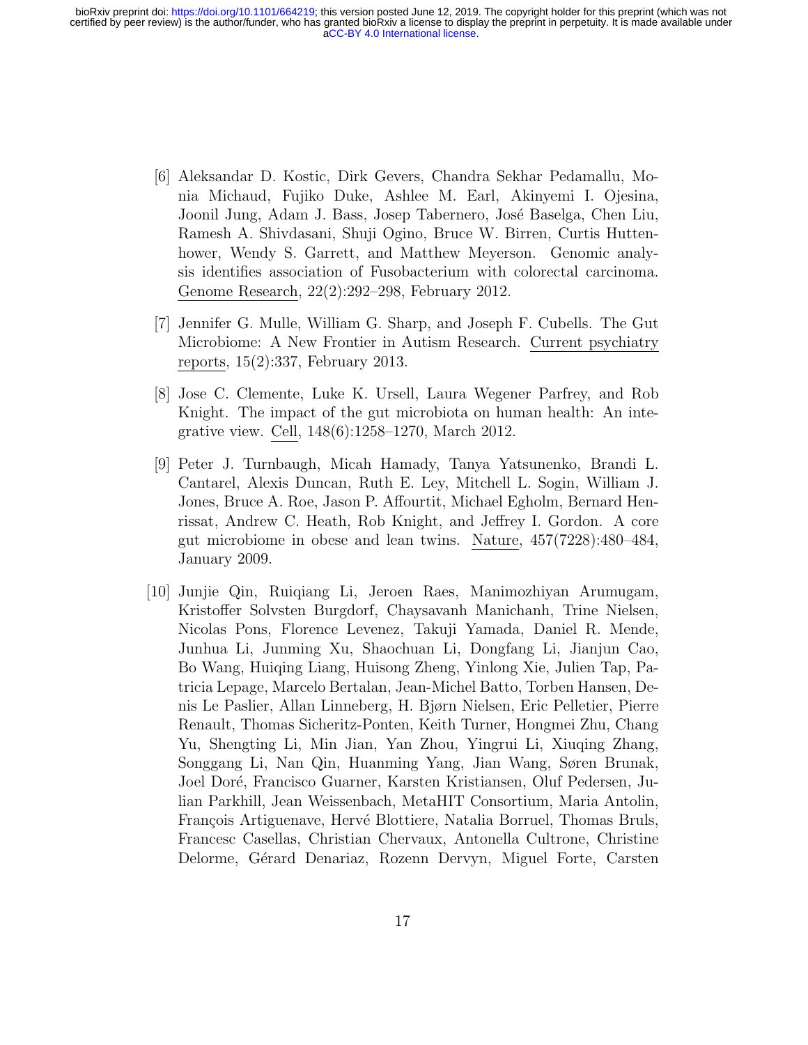[6] Aleksandar D. Kostic, Dirk Gevers, Chandra Sekhar Pedamallu, Monia Michaud, Fujiko Duke, Ashlee M. Earl, Akinyemi I. Ojesina, Joonil Jung, Adam J. Bass, Josep Tabernero, José Baselga, Chen Liu, Ramesh A. Shivdasani, Shuji Ogino, Bruce W. Birren, Curtis Huttenhower, Wendy S. Garrett, and Matthew Meyerson. Genomic analysis identifies association of Fusobacterium with colorectal carcinoma. Genome Research, 22(2):292–298, February 2012.

[7] Jennifer G. Mulle, William G. Sharp, and Joseph F. Cubells. The Gut Microbiome: A New Frontier in Autism Research. Current psychiatry reports, 15(2):337, February 2013.

[8] Jose C. Clemente, Luke K. Ursell, Laura Wegener Parfrey, and Rob Knight. The impact of the gut microbiota on human health: An integrative view. Cell, 148(6):1258–1270, March 2012.

[9] Peter J. Turnbaugh, Micah Hamady, Tanya Yatsunenko, Brandi L. Cantarel, Alexis Duncan, Ruth E. Ley, Mitchell L. Sogin, William J. Jones, Bruce A. Roe, Jason P. Affourtit, Michael Egholm, Bernard Henrissat, Andrew C. Heath, Rob Knight, and Jeffrey I. Gordon. A core gut microbiome in obese and lean twins. Nature, 457(7228):480–484, January 2009.

[10] Junjie Qin, Ruiqiang Li, Jeroen Raes, Manimozhiyan Arumugam, Kristoffer Solvsten Burgdorf, Chaysavanh Manichanh, Trine Nielsen, Nicolas Pons, Florence Levenez, Takuji Yamada, Daniel R. Mende, Junhua Li, Junming Xu, Shaochuan Li, Dongfang Li, Jianjun Cao, Bo Wang, Huiqing Liang, Huisong Zheng, Yinlong Xie, Julien Tap, Patricia Lepage, Marcelo Bertalan, Jean-Michel Batto, Torben Hansen, Denis Le Paslier, Allan Linneberg, H. Bjørn Nielsen, Eric Pelletier, Pierre Renault, Thomas Sicheritz-Ponten, Keith Turner, Hongmei Zhu, Chang Yu, Shengting Li, Min Jian, Yan Zhou, Yingrui Li, Xiuqing Zhang, Songgang Li, Nan Qin, Huanming Yang, Jian Wang, Søren Brunak, Joel Doré, Francisco Guarner, Karsten Kristiansen, Oluf Pedersen, Julian Parkhill, Jean Weissenbach, MetaHIT Consortium, Maria Antolin, François Artiguenave, Hervé Blottiere, Natalia Borruel, Thomas Bruls, Francesc Casellas, Christian Chervaux, Antonella Cultrone, Christine Delorme, Gérard Denariaz, Rozenn Dervyn, Miguel Forte, Carsten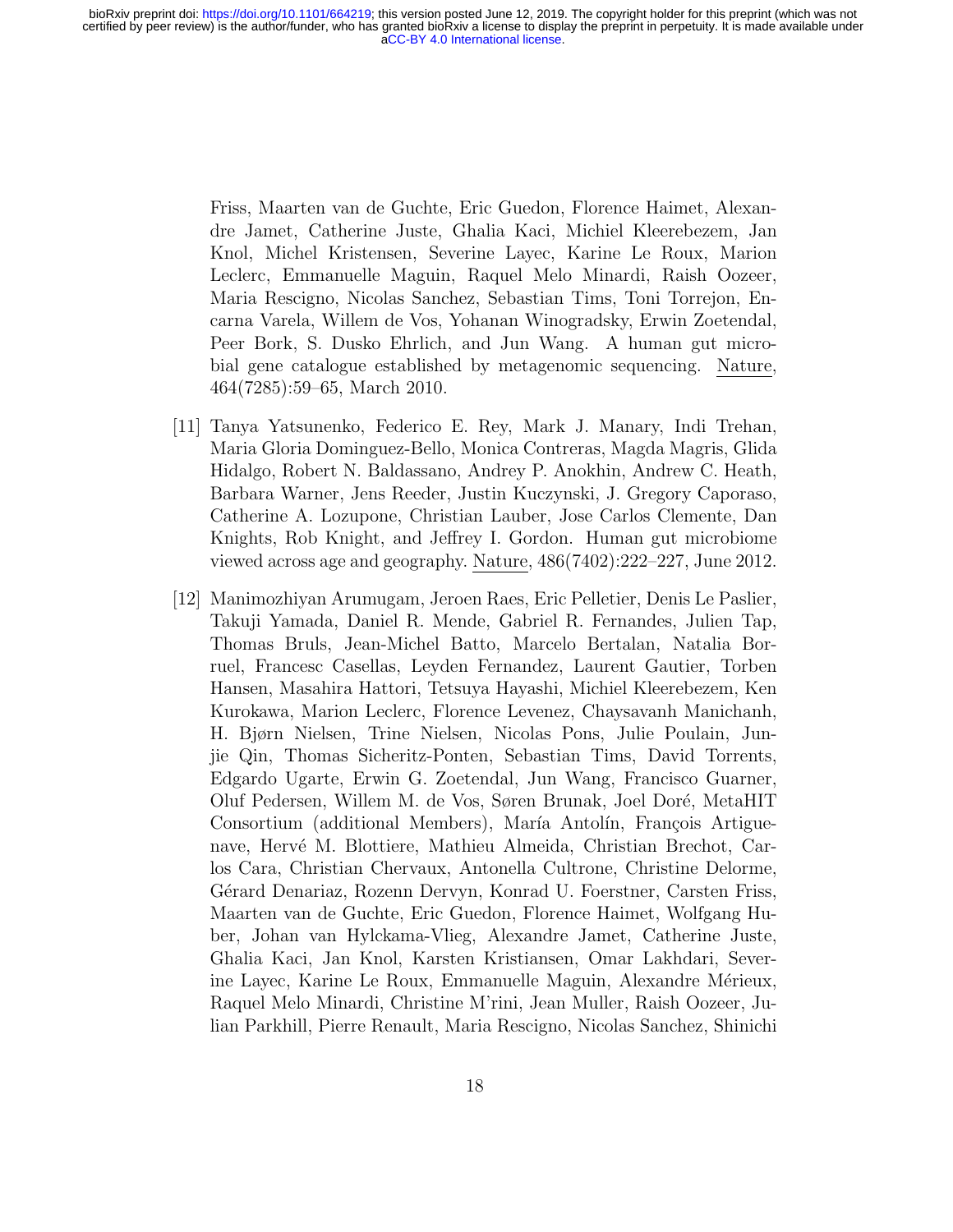Friss, Maarten van de Guchte, Eric Guedon, Florence Haimet, Alexandre Jamet, Catherine Juste, Ghalia Kaci, Michiel Kleerebezem, Jan Knol, Michel Kristensen, Severine Layec, Karine Le Roux, Marion Leclerc, Emmanuelle Maguin, Raquel Melo Minardi, Raish Oozeer, Maria Rescigno, Nicolas Sanchez, Sebastian Tims, Toni Torrejon, Encarna Varela, Willem de Vos, Yohanan Winogradsky, Erwin Zoetendal, Peer Bork, S. Dusko Ehrlich, and Jun Wang. A human gut microbial gene catalogue established by metagenomic sequencing. Nature, 464(7285):59–65, March 2010.

[11] Tanya Yatsunenko, Federico E. Rey, Mark J. Manary, Indi Trehan, Maria Gloria Dominguez-Bello, Monica Contreras, Magda Magris, Glida Hidalgo, Robert N. Baldassano, Andrey P. Anokhin, Andrew C. Heath, Barbara Warner, Jens Reeder, Justin Kuczynski, J. Gregory Caporaso, Catherine A. Lozupone, Christian Lauber, Jose Carlos Clemente, Dan Knights, Rob Knight, and Jeffrey I. Gordon. Human gut microbiome viewed across age and geography. Nature, 486(7402):222–227, June 2012.

[12] Manimozhiyan Arumugam, Jeroen Raes, Eric Pelletier, Denis Le Paslier, Takuji Yamada, Daniel R. Mende, Gabriel R. Fernandes, Julien Tap, Thomas Bruls, Jean-Michel Batto, Marcelo Bertalan, Natalia Borruel, Francesc Casellas, Leyden Fernandez, Laurent Gautier, Torben Hansen, Masahira Hattori, Tetsuya Hayashi, Michiel Kleerebezem, Ken Kurokawa, Marion Leclerc, Florence Levenez, Chaysavanh Manichanh, H. Bjørn Nielsen, Trine Nielsen, Nicolas Pons, Julie Poulain, Junjie Qin, Thomas Sicheritz-Ponten, Sebastian Tims, David Torrents, Edgardo Ugarte, Erwin G. Zoetendal, Jun Wang, Francisco Guarner, Oluf Pedersen, Willem M. de Vos, Søren Brunak, Joel Doré, MetaHIT Consortium (additional Members), María Antolín, François Artiguenave, Hervé M. Blottiere, Mathieu Almeida, Christian Brechot, Carlos Cara, Christian Chervaux, Antonella Cultrone, Christine Delorme, Gérard Denariaz, Rozenn Dervyn, Konrad U. Foerstner, Carsten Friss, Maarten van de Guchte, Eric Guedon, Florence Haimet, Wolfgang Huber, Johan van Hylckama-Vlieg, Alexandre Jamet, Catherine Juste, Ghalia Kaci, Jan Knol, Karsten Kristiansen, Omar Lakhdari, Severine Layec, Karine Le Roux, Emmanuelle Maguin, Alexandre Mérieux, Raquel Melo Minardi, Christine M'rini, Jean Muller, Raish Oozeer, Julian Parkhill, Pierre Renault, Maria Rescigno, Nicolas Sanchez, Shinichi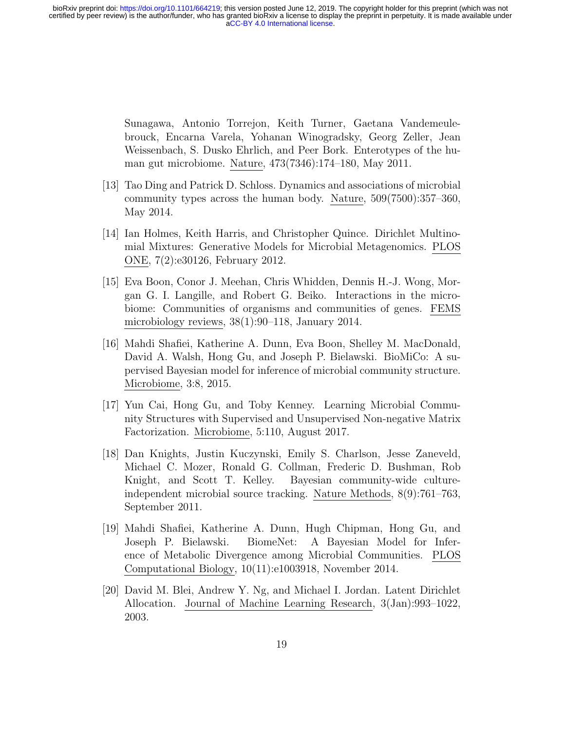Sunagawa, Antonio Torrejon, Keith Turner, Gaetana Vandemeulebrouck, Encarna Varela, Yohanan Winogradsky, Georg Zeller, Jean Weissenbach, S. Dusko Ehrlich, and Peer Bork. Enterotypes of the human gut microbiome. Nature, 473(7346):174–180, May 2011.

[13] Tao Ding and Patrick D. Schloss. Dynamics and associations of microbial community types across the human body. Nature, 509(7500):357–360, May 2014.

[14] Ian Holmes, Keith Harris, and Christopher Quince. Dirichlet Multinomial Mixtures: Generative Models for Microbial Metagenomics. PLOS ONE, 7(2):e30126, February 2012.

[15] Eva Boon, Conor J. Meehan, Chris Whidden, Dennis H.-J. Wong, Morgan G. I. Langille, and Robert G. Beiko. Interactions in the microbiome: Communities of organisms and communities of genes. FEMS microbiology reviews, 38(1):90–118, January 2014.

[16] Mahdi Shafiei, Katherine A. Dunn, Eva Boon, Shelley M. MacDonald, David A. Walsh, Hong Gu, and Joseph P. Bielawski. BioMiCo: A supervised Bayesian model for inference of microbial community structure. Microbiome, 3:8, 2015.

[17] Yun Cai, Hong Gu, and Toby Kenney. Learning Microbial Community Structures with Supervised and Unsupervised Non-negative Matrix Factorization. Microbiome, 5:110, August 2017.

[18] Dan Knights, Justin Kuczynski, Emily S. Charlson, Jesse Zaneveld, Michael C. Mozer, Ronald G. Collman, Frederic D. Bushman, Rob Knight, and Scott T. Kelley. Bayesian community-wide culture-independent microbial source tracking. Nature Methods, 8(9):761–763, September 2011.

[19] Mahdi Shafiei, Katherine A. Dunn, Hugh Chipman, Hong Gu, and Joseph P. Bielawski. BiomeNet: A Bayesian Model for Inference of Metabolic Divergence among Microbial Communities. PLOS Computational Biology, 10(11):e1003918, November 2014.

[20] David M. Blei, Andrew Y. Ng, and Michael I. Jordan. Latent Dirichlet Allocation. Journal of Machine Learning Research, 3(Jan):993–1022, 2003.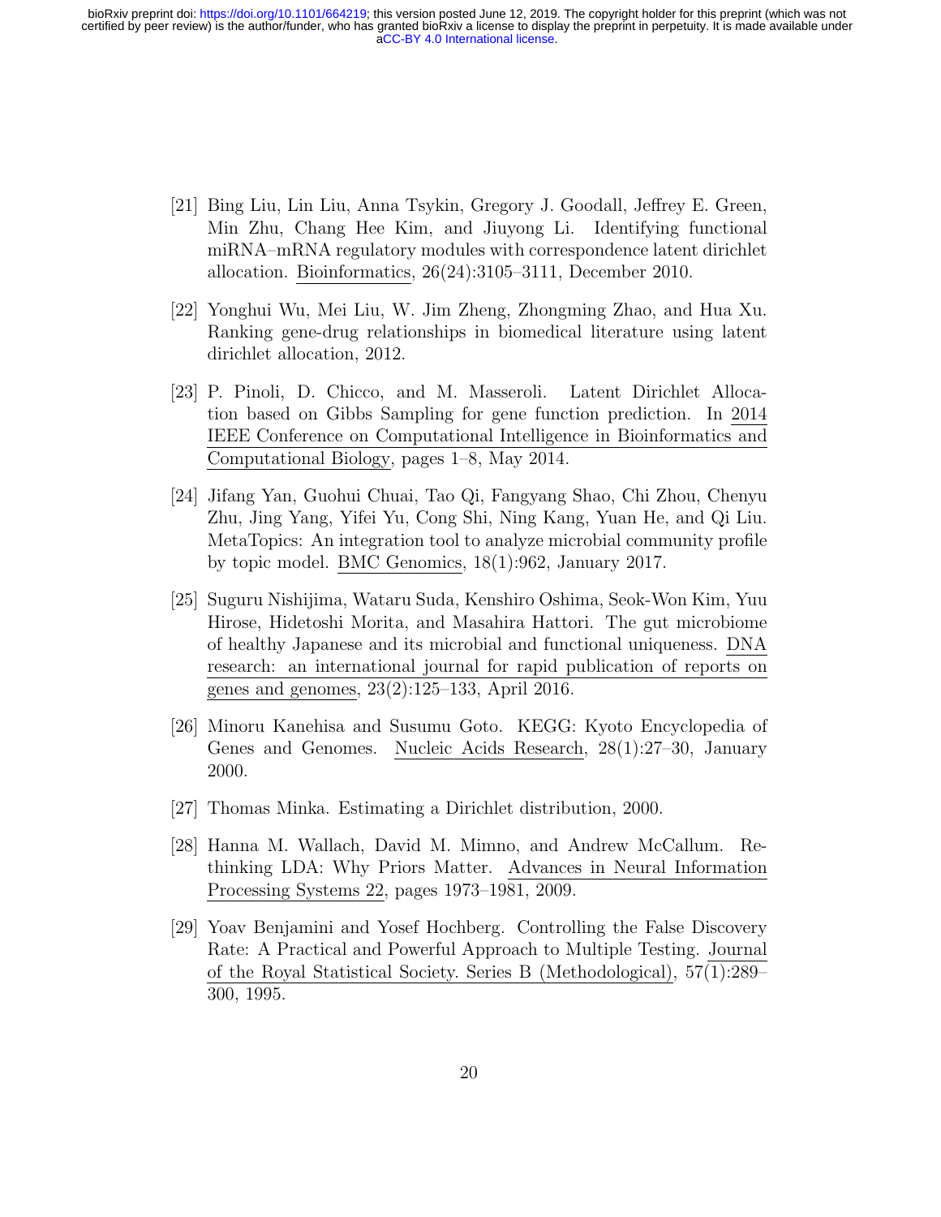[21] Bing Liu, Lin Liu, Anna Tsykin, Gregory J. Goodall, Jeffrey E. Green, Min Zhu, Chang Hee Kim, and Jiuyong Li. Identifying functional miRNA–mRNA regulatory modules with correspondence latent dirichlet allocation. Bioinformatics, 26(24):3105–3111, December 2010.

[22] Yonghui Wu, Mei Liu, W. Jim Zheng, Zhongming Zhao, and Hua Xu. Ranking gene-drug relationships in biomedical literature using latent dirichlet allocation, 2012.

[23] P. Pinoli, D. Chicco, and M. Masseroli. Latent Dirichlet Allocation based on Gibbs Sampling for gene function prediction. In 2014 IEEE Conference on Computational Intelligence in Bioinformatics and Computational Biology, pages 1–8, May 2014.

[24] Jifang Yan, Guohui Chuai, Tao Qi, Fangyang Shao, Chi Zhou, Chenyu Zhu, Jing Yang, Yifei Yu, Cong Shi, Ning Kang, Yuan He, and Qi Liu. MetaTopics: An integration tool to analyze microbial community profile by topic model. BMC Genomics, 18(1):962, January 2017.

[25] Suguru Nishijima, Wataru Suda, Kenshiro Oshima, Seok-Won Kim, Yuu Hirose, Hidetoshi Morita, and Masahira Hattori. The gut microbiome of healthy Japanese and its microbial and functional uniqueness. DNA research: an international journal for rapid publication of reports on genes and genomes, 23(2):125–133, April 2016.

[26] Minoru Kanehisa and Susumu Goto. KEGG: Kyoto Encyclopedia of Genes and Genomes. Nucleic Acids Research, 28(1):27–30, January 2000.

[27] Thomas Minka. Estimating a Dirichlet distribution, 2000.

[28] Hanna M. Wallach, David M. Mimno, and Andrew McCallum. Rethinking LDA: Why Priors Matter. Advances in Neural Information Processing Systems 22, pages 1973–1981, 2009.

[29] Yoav Benjamini and Yosef Hochberg. Controlling the False Discovery Rate: A Practical and Powerful Approach to Multiple Testing. Journal of the Royal Statistical Society. Series B (Methodological), 57(1):289–300, 1995.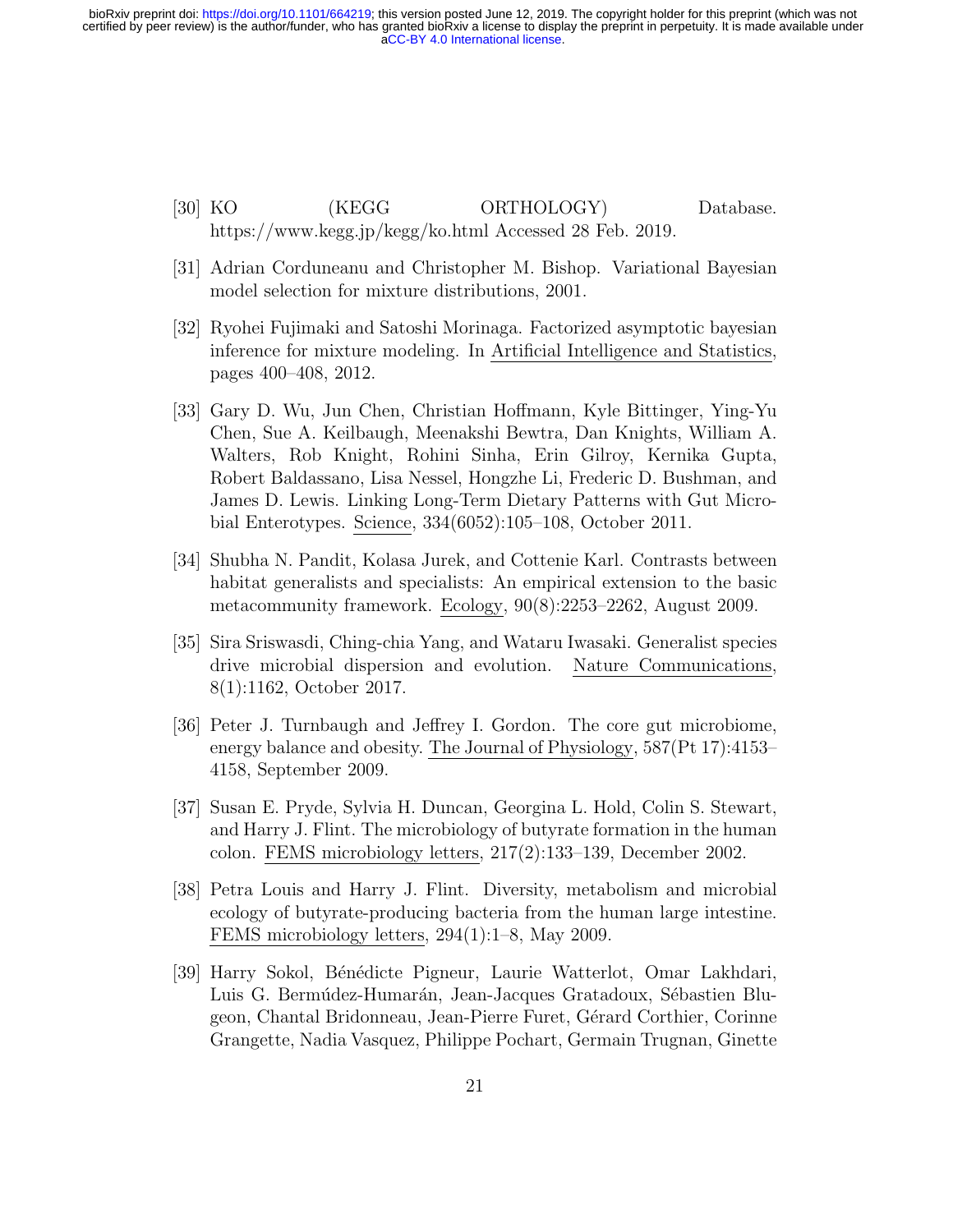[30] KO (KEGG ORTHOLOGY) Database. https://www.kegg.jp/kegg/ko.html Accessed 28 Feb. 2019.

[31] Adrian Corduneanu and Christopher M. Bishop. Variational Bayesian model selection for mixture distributions, 2001.

[32] Ryohei Fujimaki and Satoshi Morinaga. Factorized asymptotic bayesian inference for mixture modeling. In Artificial Intelligence and Statistics, pages 400–408, 2012.

[33] Gary D. Wu, Jun Chen, Christian Hoffmann, Kyle Bittinger, Ying-Yu Chen, Sue A. Keilbaugh, Meenakshi Bewtra, Dan Knights, William A. Walters, Rob Knight, Rohini Sinha, Erin Gilroy, Kernika Gupta, Robert Baldassano, Lisa Nessel, Hongzhe Li, Frederic D. Bushman, and James D. Lewis. Linking Long-Term Dietary Patterns with Gut Microbial Enterotypes. Science, 334(6052):105–108, October 2011.

[34] Shubha N. Pandit, Kolasa Jurek, and Cottenie Karl. Contrasts between habitat generalists and specialists: An empirical extension to the basic metacommunity framework. Ecology, 90(8):2253–2262, August 2009.

[35] Sira Sriswasdi, Ching-chia Yang, and Wataru Iwasaki. Generalist species drive microbial dispersion and evolution. Nature Communications, 8(1):1162, October 2017.

[36] Peter J. Turnbaugh and Jeffrey I. Gordon. The core gut microbiome, energy balance and obesity. The Journal of Physiology, 587(Pt 17):4153–4158, September 2009.

[37] Susan E. Pryde, Sylvia H. Duncan, Georgina L. Hold, Colin S. Stewart, and Harry J. Flint. The microbiology of butyrate formation in the human colon. FEMS microbiology letters, 217(2):133–139, December 2002.

[38] Petra Louis and Harry J. Flint. Diversity, metabolism and microbial ecology of butyrate-producing bacteria from the human large intestine. FEMS microbiology letters, 294(1):1–8, May 2009.

[39] Harry Sokol, Bénédicte Pigneur, Laurie Watterlot, Omar Lakhdari, Luis G. Bermúdez-Humarán, Jean-Jacques Gratadoux, Sébastien Blugeon, Chantal Bridonneau, Jean-Pierre Furet, Gérard Corthier, Corinne Grangette, Nadia Vasquez, Philippe Pochart, Germain Trugnan, Ginette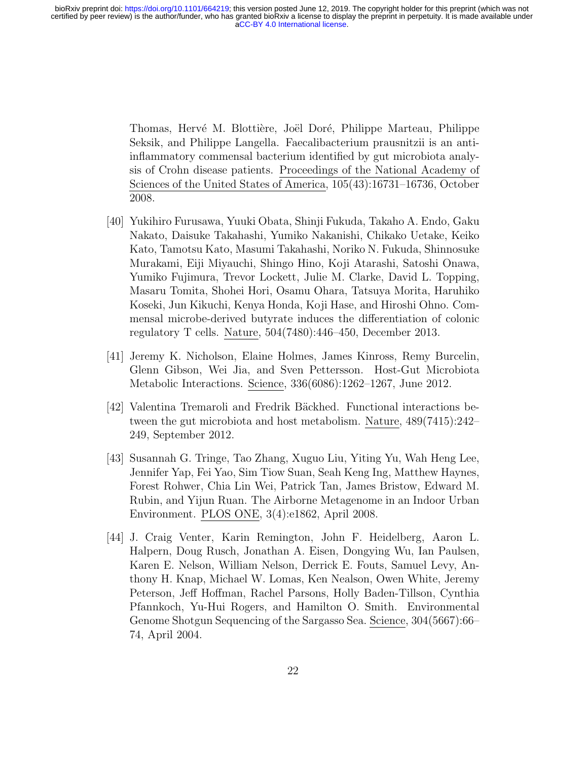Thomas, Hervé M. Blottière, Joël Doré, Philippe Marteau, Philippe Seksik, and Philippe Langella. Faecalibacterium prausnitzii is an anti-inflammatory commensal bacterium identified by gut microbiota analysis of Crohn disease patients. Proceedings of the National Academy of Sciences of the United States of America, 105(43):16731–16736, October 2008.

[40] Yukihiro Furusawa, Yuuki Obata, Shinji Fukuda, Takaho A. Endo, Gaku Nakato, Daisuke Takahashi, Yumiko Nakanishi, Chikako Uetake, Keiko Kato, Tamotsu Kato, Masumi Takahashi, Noriko N. Fukuda, Shinnosuke Murakami, Eiji Miyauchi, Shingo Hino, Koji Atarashi, Satoshi Onawa, Yumiko Fujimura, Trevor Lockett, Julie M. Clarke, David L. Topping, Masaru Tomita, Shohei Hori, Osamu Ohara, Tatsuya Morita, Haruhiko Koseki, Jun Kikuchi, Kenya Honda, Koji Hase, and Hiroshi Ohno. Commensal microbe-derived butyrate induces the differentiation of colonic regulatory T cells. Nature, 504(7480):446–450, December 2013.

[41] Jeremy K. Nicholson, Elaine Holmes, James Kinross, Remy Burcelin, Glenn Gibson, Wei Jia, and Sven Pettersson. Host-Gut Microbiota Metabolic Interactions. Science, 336(6086):1262–1267, June 2012.

[42] Valentina Tremaroli and Fredrik Bäckhed. Functional interactions between the gut microbiota and host metabolism. Nature, 489(7415):242–249, September 2012.

[43] Susannah G. Tringe, Tao Zhang, Xuguo Liu, Yiting Yu, Wah Heng Lee, Jennifer Yap, Fei Yao, Sim Tiow Suan, Seah Keng Ing, Matthew Haynes, Forest Rohwer, Chia Lin Wei, Patrick Tan, James Bristow, Edward M. Rubin, and Yijun Ruan. The Airborne Metagenome in an Indoor Urban Environment. PLOS ONE, 3(4):e1862, April 2008.

[44] J. Craig Venter, Karin Remington, John F. Heidelberg, Aaron L. Halpern, Doug Rusch, Jonathan A. Eisen, Dongying Wu, Ian Paulsen, Karen E. Nelson, William Nelson, Derrick E. Fouts, Samuel Levy, Anthony H. Knap, Michael W. Lomas, Ken Nealson, Owen White, Jeremy Peterson, Jeff Hoffman, Rachel Parsons, Holly Baden-Tillson, Cynthia Pfannkoch, Yu-Hui Rogers, and Hamilton O. Smith. Environmental Genome Shotgun Sequencing of the Sargasso Sea. Science, 304(5667):66–74, April 2004.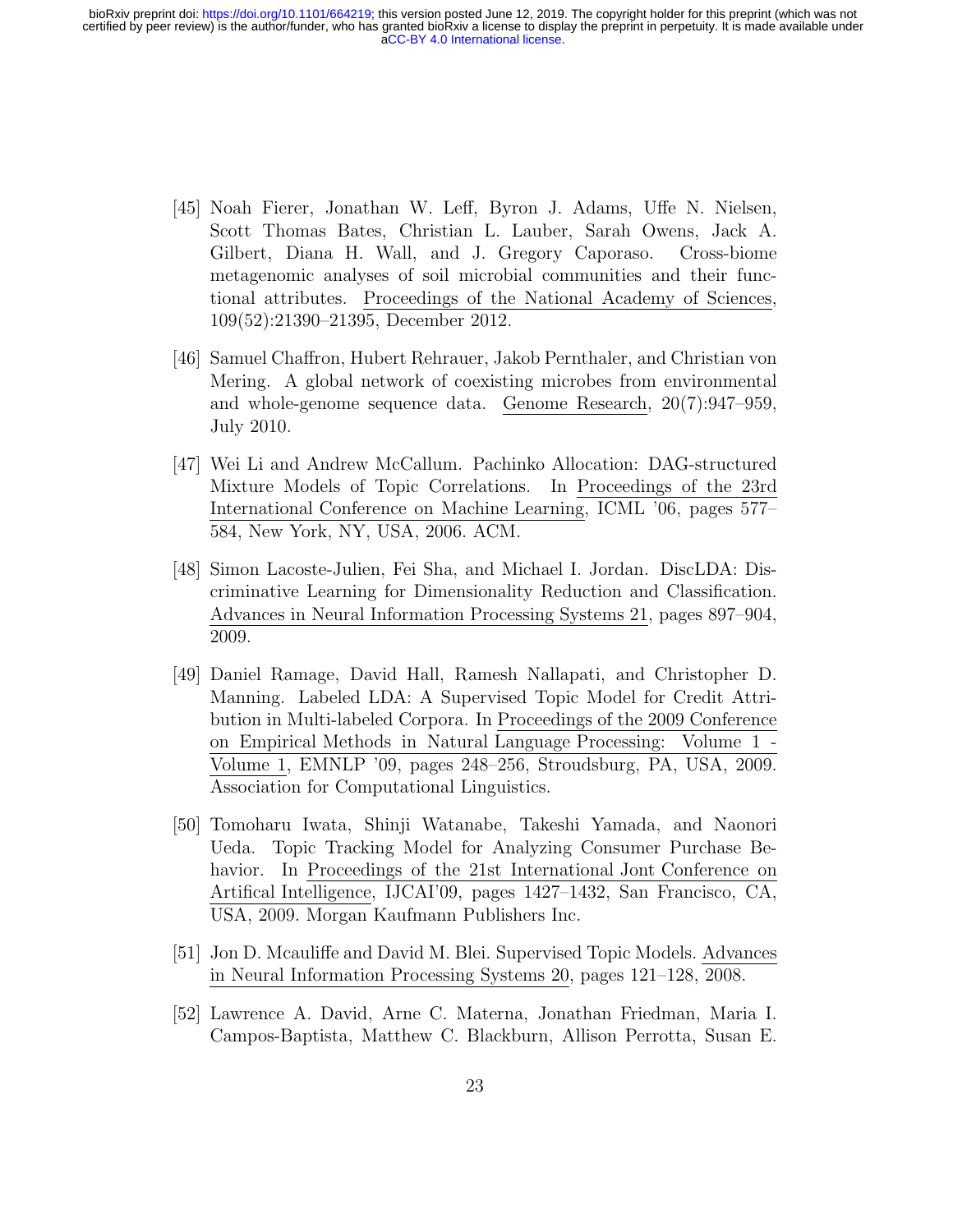[45] Noah Fierer, Jonathan W. Leff, Byron J. Adams, Uffe N. Nielsen, Scott Thomas Bates, Christian L. Lauber, Sarah Owens, Jack A. Gilbert, Diana H. Wall, and J. Gregory Caporaso. Cross-biome metagenomic analyses of soil microbial communities and their functional attributes. Proceedings of the National Academy of Sciences, 109(52):21390–21395, December 2012.

[46] Samuel Chaffron, Hubert Rehrauer, Jakob Pernthaler, and Christian von Mering. A global network of coexisting microbes from environmental and whole-genome sequence data. Genome Research, 20(7):947–959, July 2010.

[47] Wei Li and Andrew McCallum. Pachinko Allocation: DAG-structured Mixture Models of Topic Correlations. In Proceedings of the 23rd International Conference on Machine Learning, ICML '06, pages 577–584, New York, NY, USA, 2006. ACM.

[48] Simon Lacoste-Julien, Fei Sha, and Michael I. Jordan. DiscLDA: Discriminative Learning for Dimensionality Reduction and Classification. Advances in Neural Information Processing Systems 21, pages 897–904, 2009.

[49] Daniel Ramage, David Hall, Ramesh Nallapati, and Christopher D. Manning. Labeled LDA: A Supervised Topic Model for Credit Attribution in Multi-labeled Corpora. In Proceedings of the 2009 Conference on Empirical Methods in Natural Language Processing: Volume 1 - Volume 1, EMNLP '09, pages 248–256, Stroudsburg, PA, USA, 2009. Association for Computational Linguistics.

[50] Tomoharu Iwata, Shinji Watanabe, Takeshi Yamada, and Naonori Ueda. Topic Tracking Model for Analyzing Consumer Purchase Behavior. In Proceedings of the 21st International Jont Conference on Artifical Intelligence, IJCAI'09, pages 1427–1432, San Francisco, CA, USA, 2009. Morgan Kaufmann Publishers Inc.

[51] Jon D. Mcauliffe and David M. Blei. Supervised Topic Models. Advances in Neural Information Processing Systems 20, pages 121–128, 2008.

[52] Lawrence A. David, Arne C. Materna, Jonathan Friedman, Maria I. Campos-Baptista, Matthew C. Blackburn, Allison Perrotta, Susan E.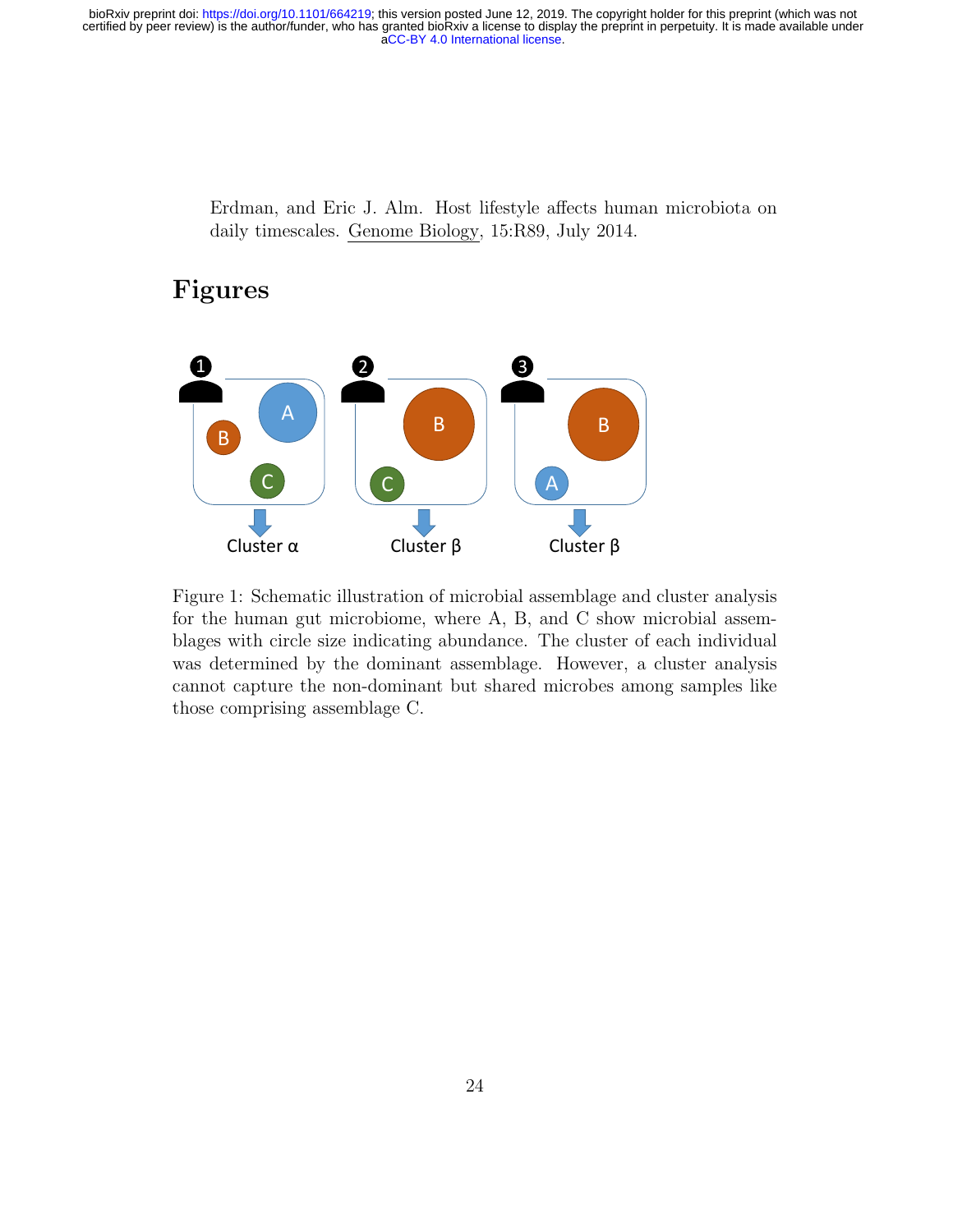Erdman, and Eric J. Alm. Host lifestyle affects human microbiota on daily timescales. Genome Biology, 15:R89, July 2014.

# Figures

Figure 1: Schematic illustration of microbial assemblage and cluster analysis for the human gut microbiome, where A, B, and C show microbial assemblages with circle size indicating abundance. The cluster of each individual was determined by the dominant assemblage. However, a cluster analysis cannot capture the non-dominant but shared microbes among samples like those comprising assemblage C.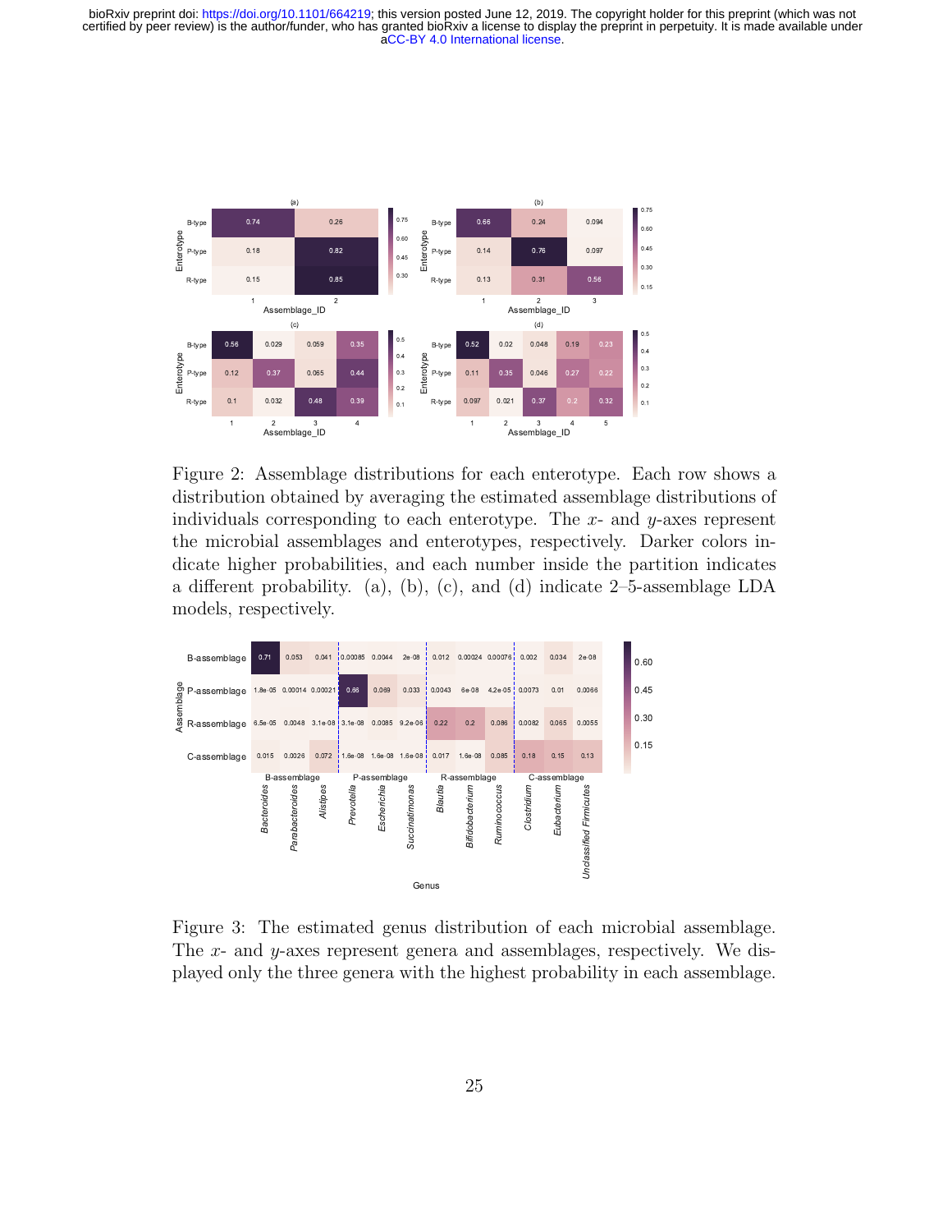Figure 2: Assemblage distributions for each enterotype. Each row shows a distribution obtained by averaging the estimated assemblage distributions of individuals corresponding to each enterotype. The $x$- and $y$-axes represent the microbial assemblages and enterotypes, respectively. Darker colors indicate higher probabilities, and each number inside the partition indicates a different probability. (a), (b), (c), and (d) indicate 2–5-assemblage LDA models, respectively.

Figure 3: The estimated genus distribution of each microbial assemblage. The $x$- and $y$-axes represent genera and assemblages, respectively. We displayed only the three genera with the highest probability in each assemblage.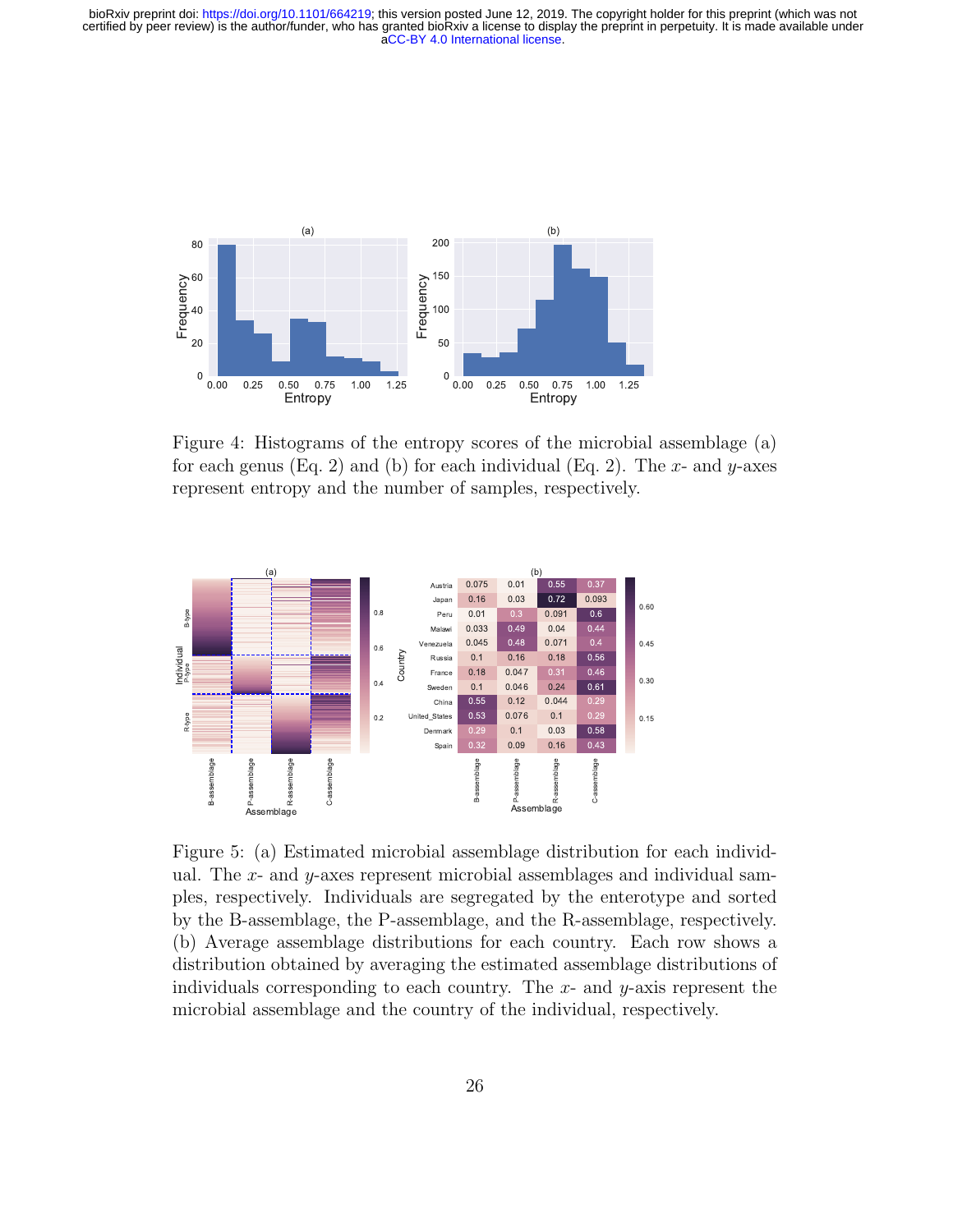Figure 4: Histograms of the entropy scores of the microbial assemblage (a) for each genus (Eq. 2) and (b) for each individual (Eq. 2). The $x$- and $y$-axes represent entropy and the number of samples, respectively.

Figure 5: (a) Estimated microbial assemblage distribution for each individual. The $x$- and $y$-axes represent microbial assemblages and individual samples, respectively. Individuals are segregated by the enterotype and sorted by the B-assemblage, the P-assemblage, and the R-assemblage, respectively. (b) Average assemblage distributions for each country. Each row shows a distribution obtained by averaging the estimated assemblage distributions of individuals corresponding to each country. The $x$- and $y$-axis represent the microbial assemblage and the country of the individual, respectively.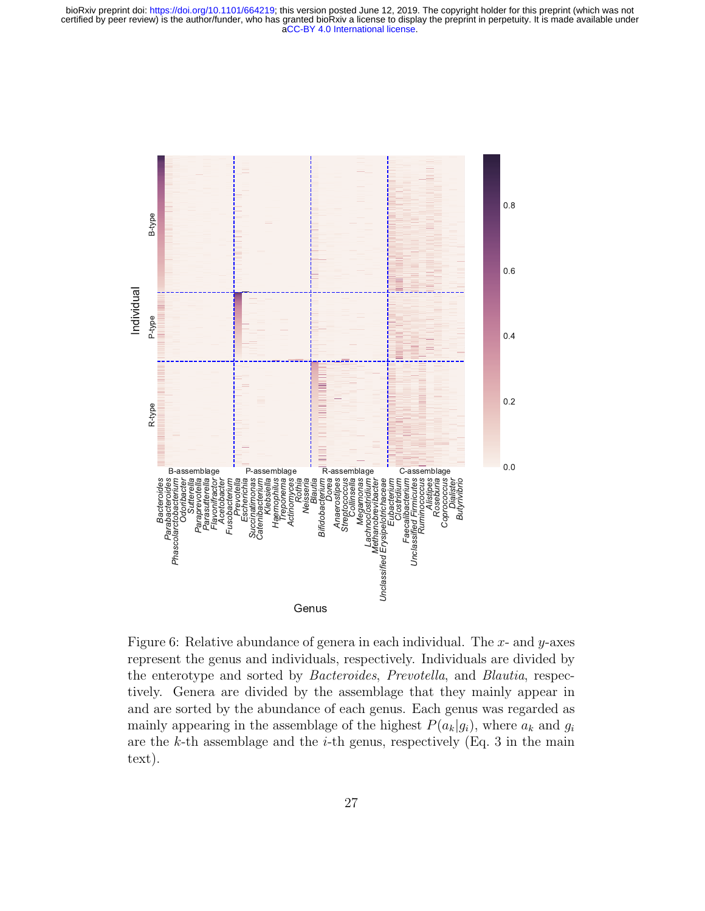Figure 6: Relative abundance of genera in each individual. The $x$- and $y$-axes represent the genus and individuals, respectively. Individuals are divided by the enterotype and sorted by *Bacteroides*, *Prevotella*, and *Blautia*, respectively. Genera are divided by the assemblage that they mainly appear in and are sorted by the abundance of each genus. Each genus was regarded as mainly appearing in the assemblage of the highest $P(a_k|g_i)$, where $a_k$ and $g_i$ are the $k$-th assemblage and the $i$-th genus, respectively (Eq. 3 in the main text).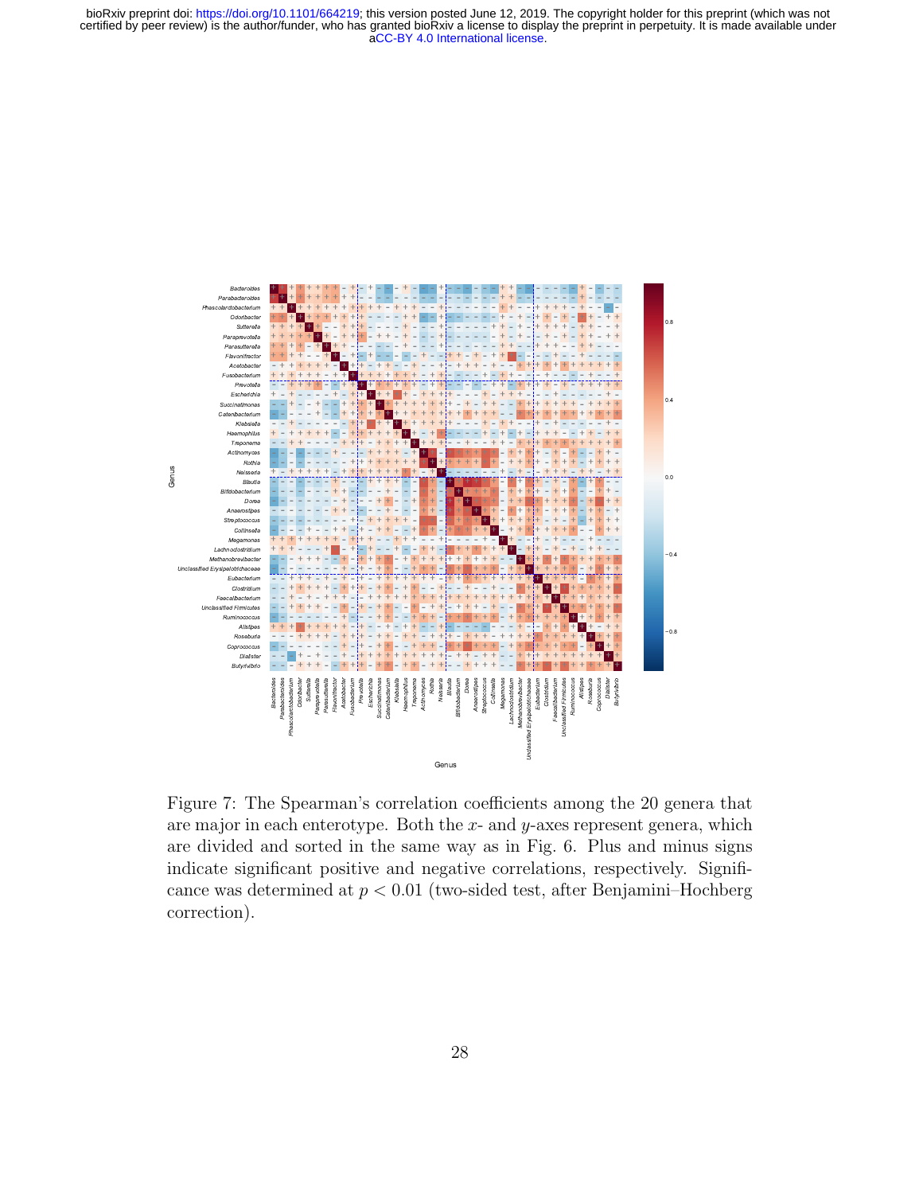Figure 7: The Spearman's correlation coefficients among the 20 genera that are major in each enterotype. Both the $x$- and $y$-axes represent genera, which are divided and sorted in the same way as in Fig. 6. Plus and minus signs indicate significant positive and negative correlations, respectively. Significance was determined at $p < 0.01$ (two-sided test, after Benjamini–Hochberg correction).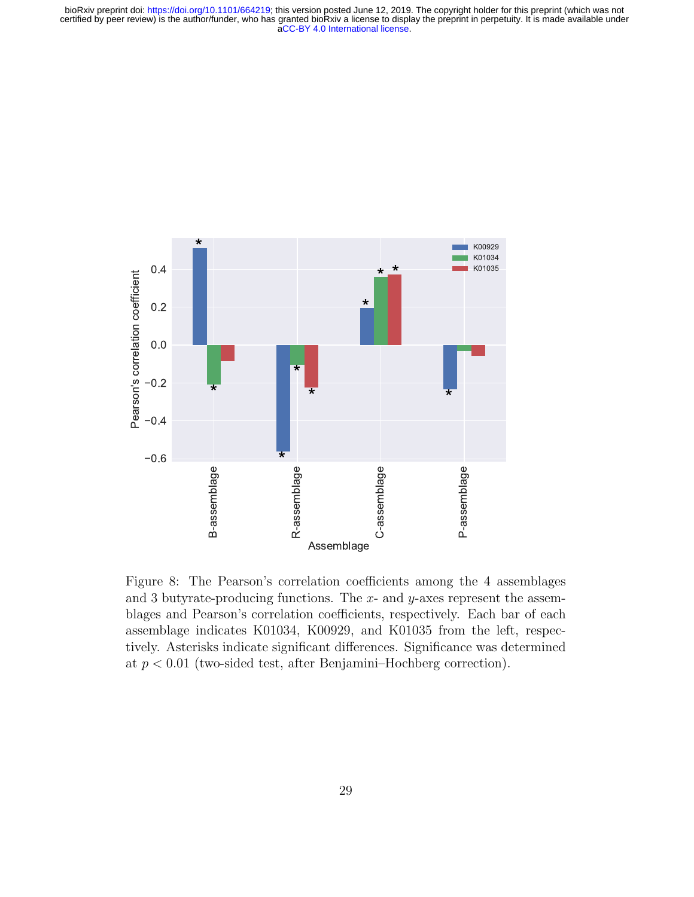Figure 8: The Pearson's correlation coefficients among the 4 assemblages and 3 butyrate-producing functions. The $x$- and $y$-axes represent the assemblages and Pearson's correlation coefficients, respectively. Each bar of each assemblage indicates K01034, K00929, and K01035 from the left, respectively. Asterisks indicate significant differences. Significance was determined at $p < 0.01$ (two-sided test, after Benjamini–Hochberg correction).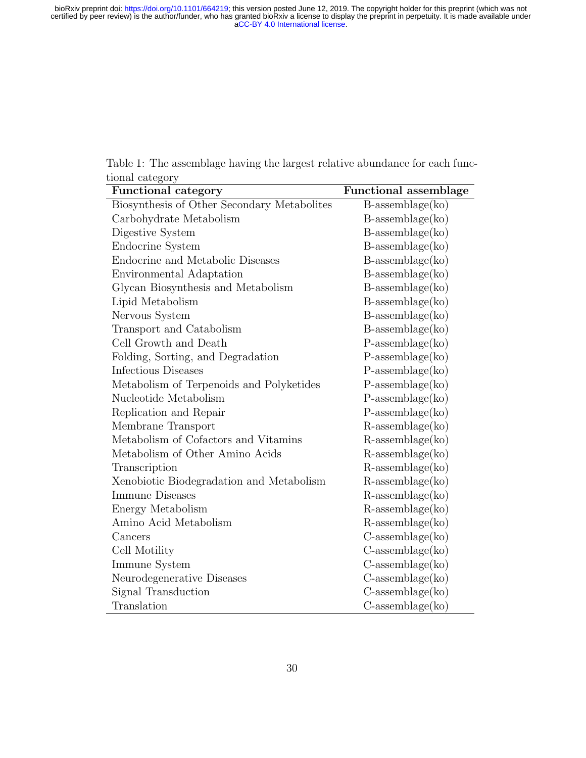Table 1: The assemblage having the largest relative abundance for each functional category

| Functional category | Functional assemblage |
|---|---|
| Biosynthesis of Other Secondary Metabolites | B-assemblage(ko) |
| Carbohydrate Metabolism | B-assemblage(ko) |
| Digestive System | B-assemblage(ko) |
| Endocrine System | B-assemblage(ko) |
| Endocrine and Metabolic Diseases | B-assemblage(ko) |
| Environmental Adaptation | B-assemblage(ko) |
| Glycan Biosynthesis and Metabolism | B-assemblage(ko) |
| Lipid Metabolism | B-assemblage(ko) |
| Nervous System | B-assemblage(ko) |
| Transport and Catabolism | B-assemblage(ko) |
| Cell Growth and Death | P-assemblage(ko) |
| Folding, Sorting, and Degradation | P-assemblage(ko) |
| Infectious Diseases | P-assemblage(ko) |
| Metabolism of Terpenoids and Polyketides | P-assemblage(ko) |
| Nucleotide Metabolism | P-assemblage(ko) |
| Replication and Repair | P-assemblage(ko) |
| Membrane Transport | R-assemblage(ko) |
| Metabolism of Cofactors and Vitamins | R-assemblage(ko) |
| Metabolism of Other Amino Acids | R-assemblage(ko) |
| Transcription | R-assemblage(ko) |
| Xenobiotic Biodegradation and Metabolism | R-assemblage(ko) |
| Immune Diseases | R-assemblage(ko) |
| Energy Metabolism | R-assemblage(ko) |
| Amino Acid Metabolism | R-assemblage(ko) |
| Cancers | C-assemblage(ko) |
| Cell Motility | C-assemblage(ko) |
| Immune System | C-assemblage(ko) |
| Neurodegenerative Diseases | C-assemblage(ko) |
| Signal Transduction | C-assemblage(ko) |
| Translation | C-assemblage(ko) |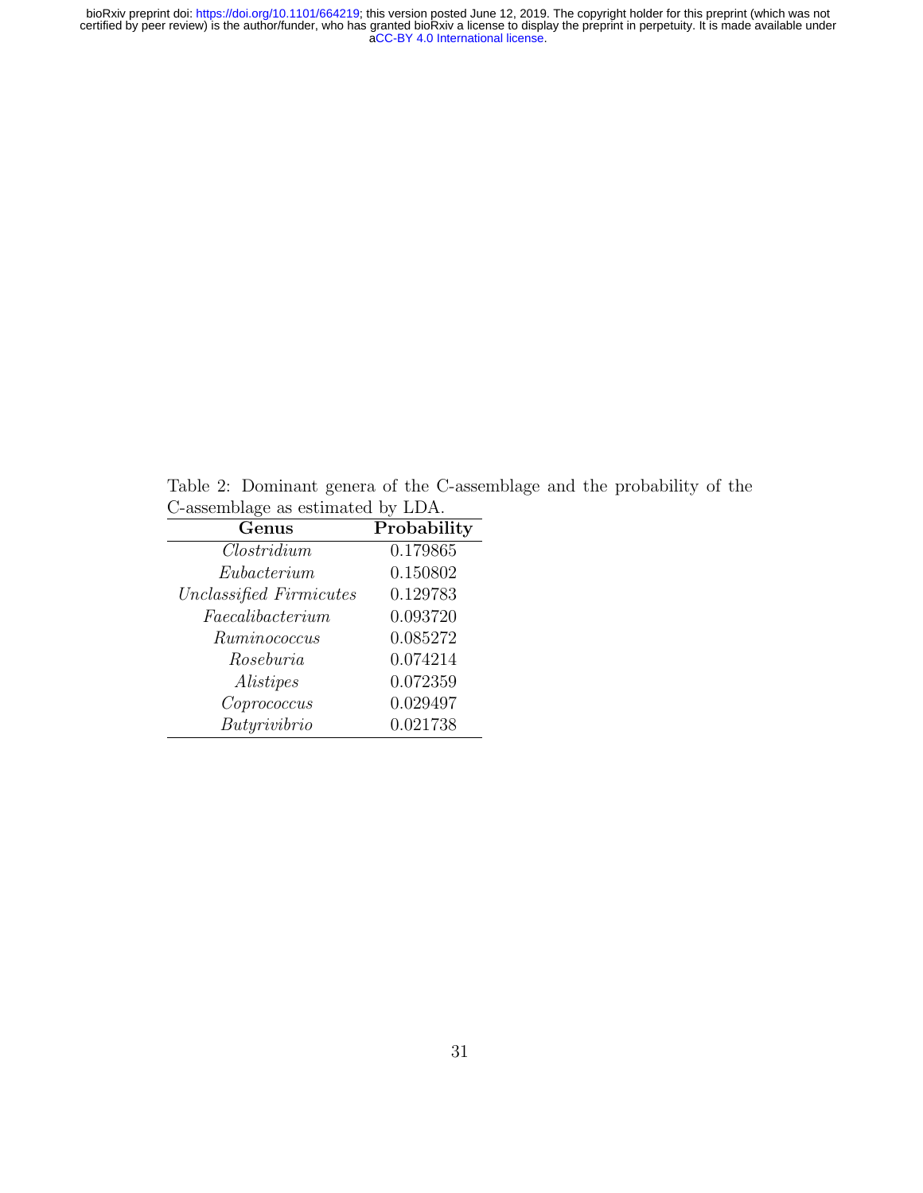Table 2: Dominant genera of the C-assemblage and the probability of the C-assemblage as estimated by LDA.

| **Genus** | **Probability** |
|---|---|
| *Clostridium* | 0.179865 |
| *Eubacterium* | 0.150802 |
| *Unclassified Firmicutes* | 0.129783 |
| *Faecalibacterium* | 0.093720 |
| *Ruminococcus* | 0.085272 |
| *Roseburia* | 0.074214 |
| *Alistipes* | 0.072359 |
| *Coprococcus* | 0.029497 |
| *Butyrivibrio* | 0.021738 |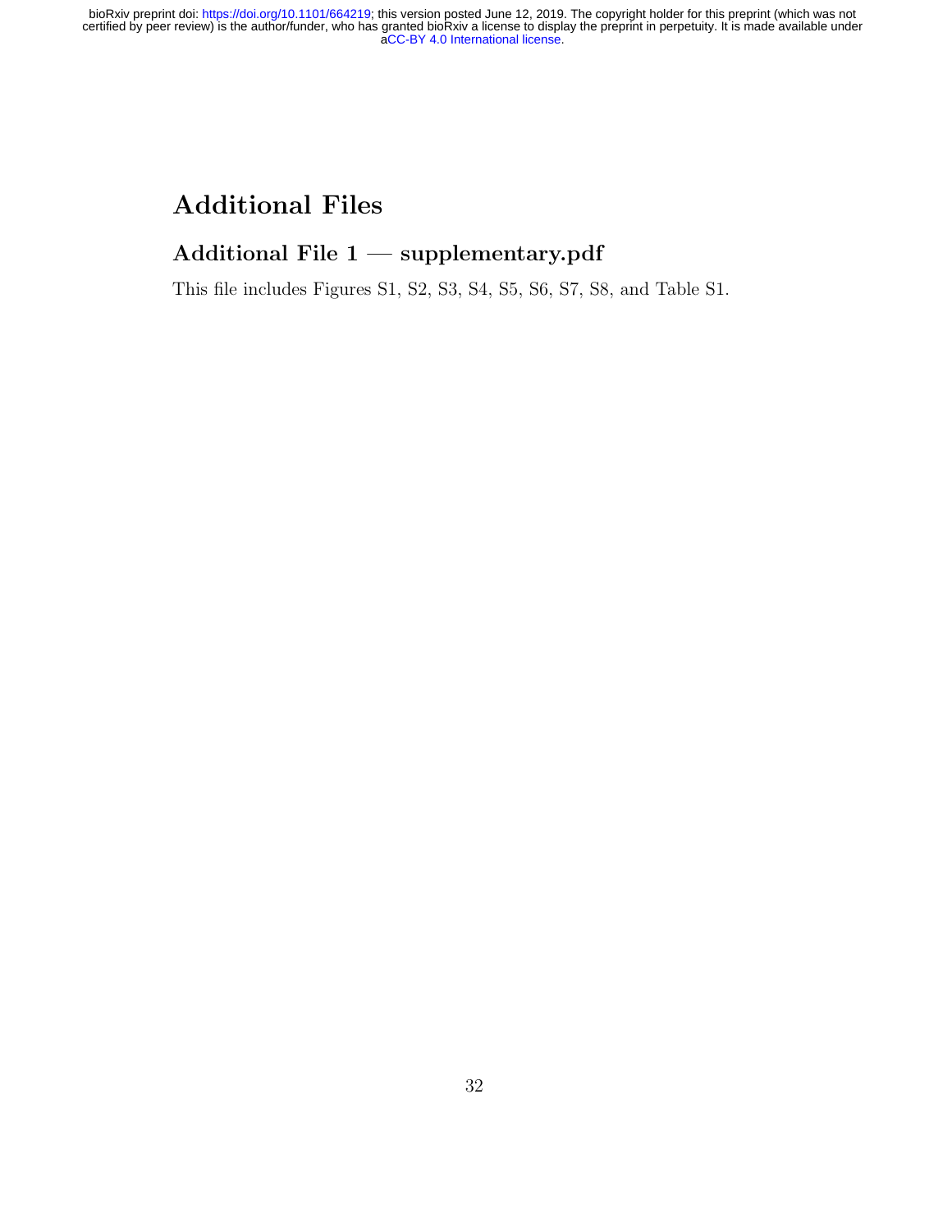# Additional Files

## Additional File 1 — supplementary.pdf

This file includes Figures S1, S2, S3, S4, S5, S6, S7, S8, and Table S1.